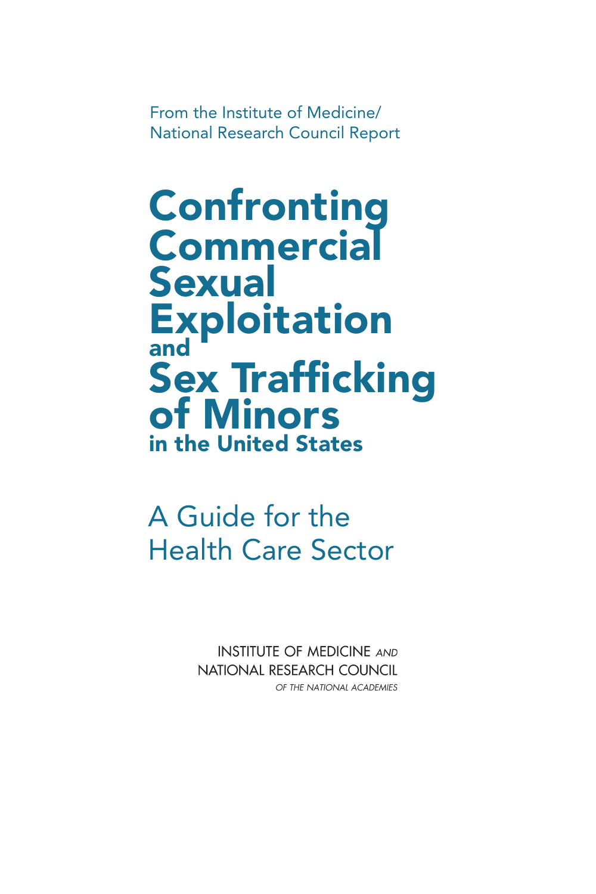From the Institute of Medicine/
National Research Council Report

# Confronting Commercial Sexual Exploitation and Sex Trafficking of Minors in the United States

## A Guide for the Health Care Sector

INSTITUTE OF MEDICINE *AND*
NATIONAL RESEARCH COUNCIL
*OF THE NATIONAL ACADEMIES*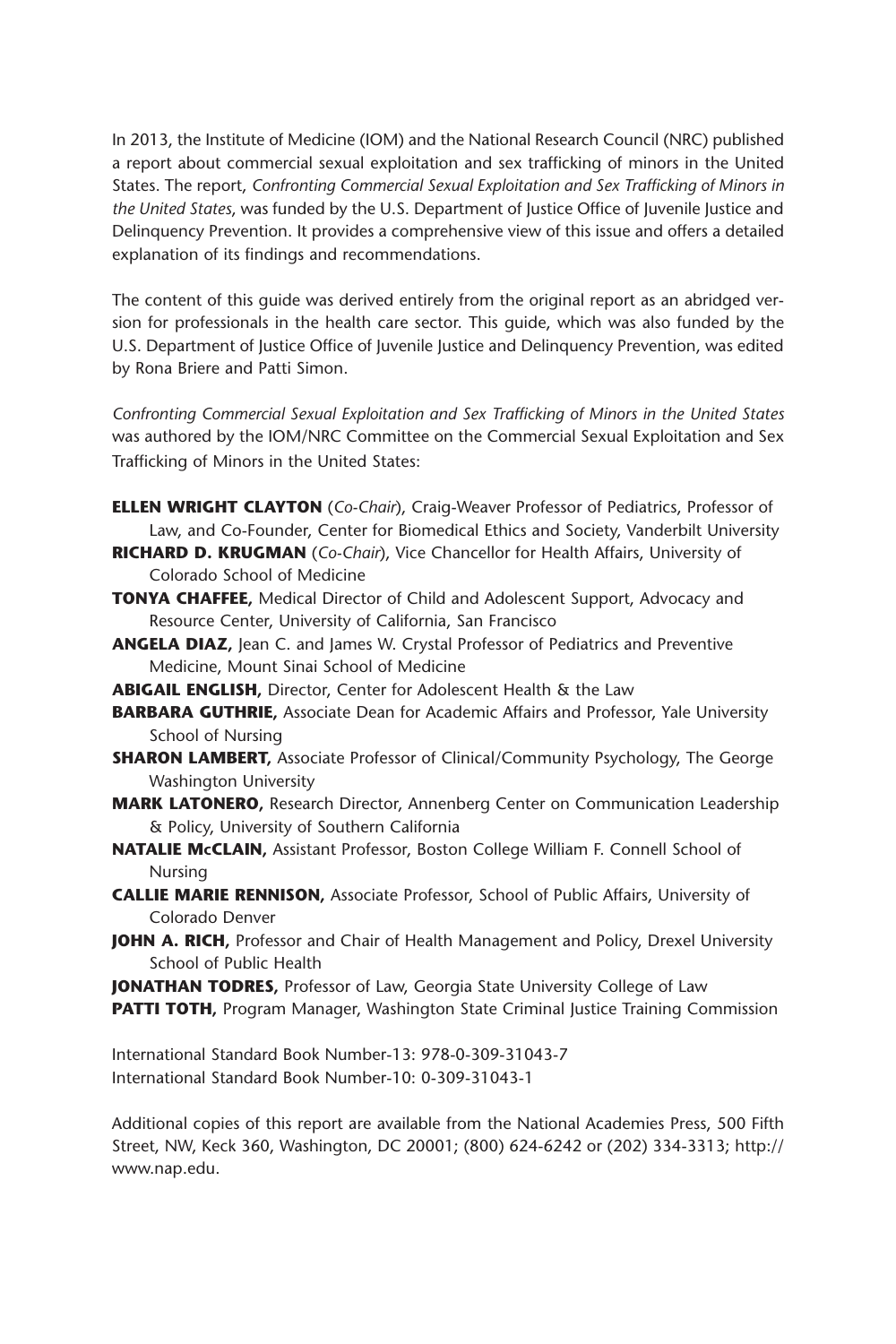In 2013, the Institute of Medicine (IOM) and the National Research Council (NRC) published a report about commercial sexual exploitation and sex trafficking of minors in the United States. The report, *Confronting Commercial Sexual Exploitation and Sex Trafficking of Minors in the United States*, was funded by the U.S. Department of Justice Office of Juvenile Justice and Delinquency Prevention. It provides a comprehensive view of this issue and offers a detailed explanation of its findings and recommendations.

The content of this guide was derived entirely from the original report as an abridged version for professionals in the health care sector. This guide, which was also funded by the U.S. Department of Justice Office of Juvenile Justice and Delinquency Prevention, was edited by Rona Briere and Patti Simon.

*Confronting Commercial Sexual Exploitation and Sex Trafficking of Minors in the United States* was authored by the IOM/NRC Committee on the Commercial Sexual Exploitation and Sex Trafficking of Minors in the United States:

**ELLEN WRIGHT CLAYTON** (*Co-Chair*), Craig-Weaver Professor of Pediatrics, Professor of Law, and Co-Founder, Center for Biomedical Ethics and Society, Vanderbilt University
**RICHARD D. KRUGMAN** (*Co-Chair*), Vice Chancellor for Health Affairs, University of Colorado School of Medicine
**TONYA CHAFFEE,** Medical Director of Child and Adolescent Support, Advocacy and Resource Center, University of California, San Francisco
**ANGELA DIAZ,** Jean C. and James W. Crystal Professor of Pediatrics and Preventive Medicine, Mount Sinai School of Medicine
**ABIGAIL ENGLISH,** Director, Center for Adolescent Health & the Law
**BARBARA GUTHRIE,** Associate Dean for Academic Affairs and Professor, Yale University School of Nursing
**SHARON LAMBERT,** Associate Professor of Clinical/Community Psychology, The George Washington University
**MARK LATONERO,** Research Director, Annenberg Center on Communication Leadership & Policy, University of Southern California
**NATALIE McCLAIN,** Assistant Professor, Boston College William F. Connell School of Nursing
**CALLIE MARIE RENNISON,** Associate Professor, School of Public Affairs, University of Colorado Denver
**JOHN A. RICH,** Professor and Chair of Health Management and Policy, Drexel University School of Public Health
**JONATHAN TODRES,** Professor of Law, Georgia State University College of Law
**PATTI TOTH,** Program Manager, Washington State Criminal Justice Training Commission

International Standard Book Number-13: 978-0-309-31043-7
International Standard Book Number-10: 0-309-31043-1

Additional copies of this report are available from the National Academies Press, 500 Fifth Street, NW, Keck 360, Washington, DC 20001; (800) 624-6242 or (202) 334-3313; http://www.nap.edu.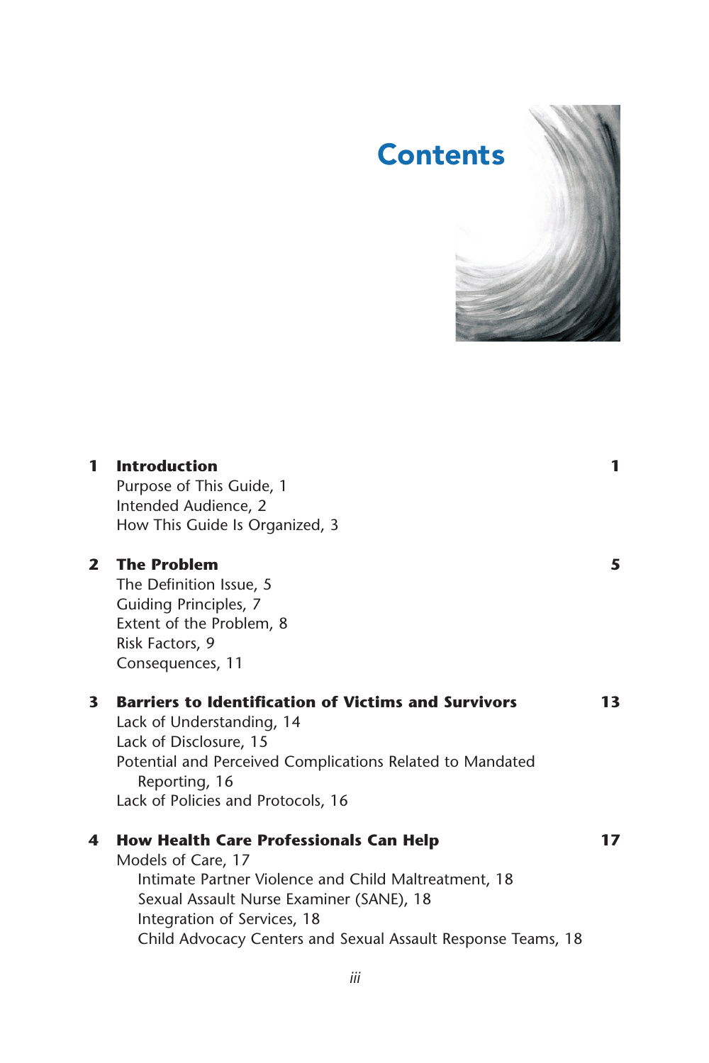# Contents

**1 Introduction** **1**

Purpose of This Guide, 1
Intended Audience, 2
How This Guide Is Organized, 3

**2 The Problem** **5**

The Definition Issue, 5
Guiding Principles, 7
Extent of the Problem, 8
Risk Factors, 9
Consequences, 11

**3 Barriers to Identification of Victims and Survivors** **13**

Lack of Understanding, 14
Lack of Disclosure, 15
Potential and Perceived Complications Related to Mandated Reporting, 16
Lack of Policies and Protocols, 16

**4 How Health Care Professionals Can Help** **17**

Models of Care, 17
- Intimate Partner Violence and Child Maltreatment, 18
- Sexual Assault Nurse Examiner (SANE), 18
- Integration of Services, 18
- Child Advocacy Centers and Sexual Assault Response Teams, 18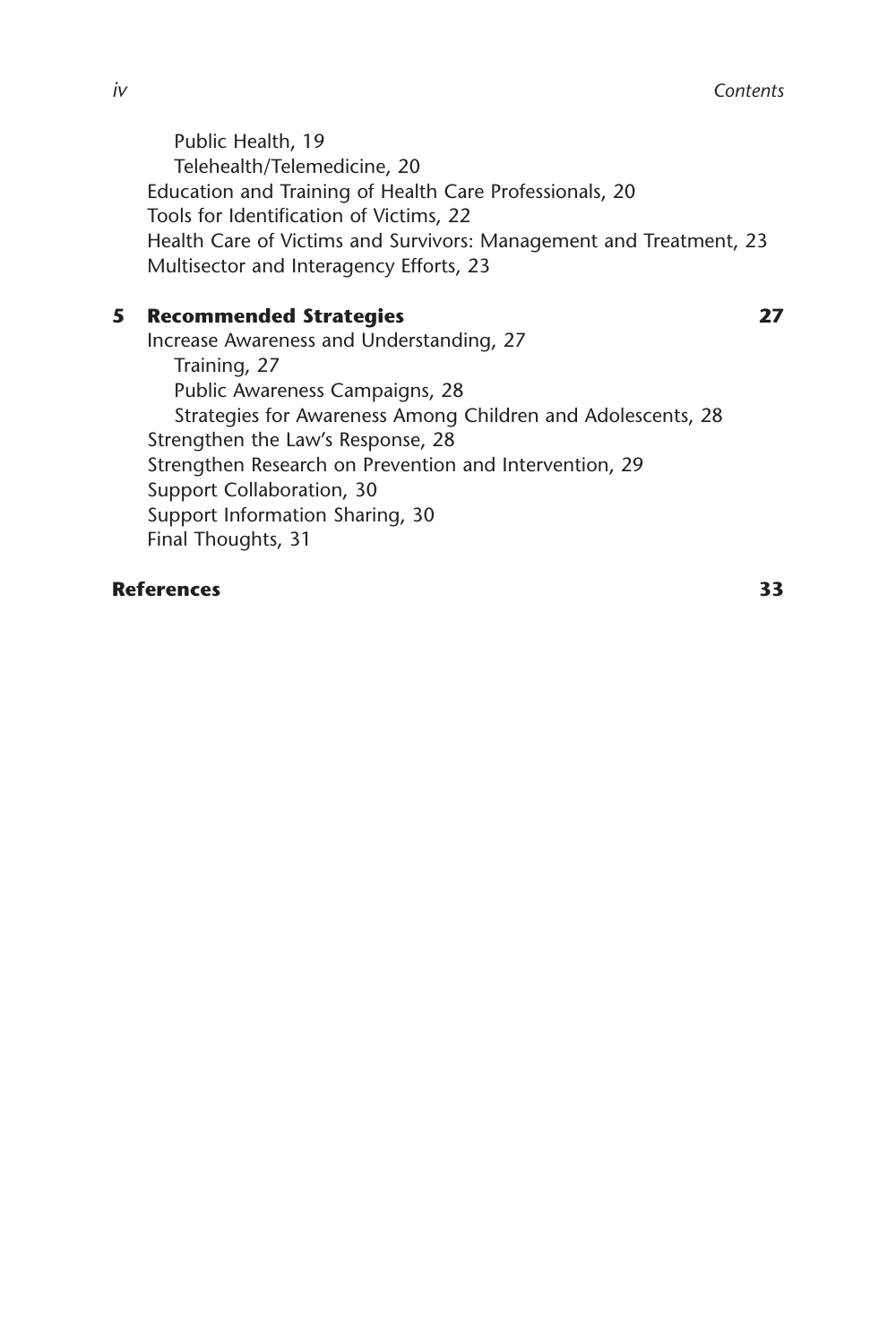Public Health, 19
Telehealth/Telemedicine, 20
Education and Training of Health Care Professionals, 20
Tools for Identification of Victims, 22
Health Care of Victims and Survivors: Management and Treatment, 23
Multisector and Interagency Efforts, 23

**5 Recommended Strategies** **27**

Increase Awareness and Understanding, 27
Training, 27
Public Awareness Campaigns, 28
Strategies for Awareness Among Children and Adolescents, 28
Strengthen the Law's Response, 28
Strengthen Research on Prevention and Intervention, 29
Support Collaboration, 30
Support Information Sharing, 30
Final Thoughts, 31

**References** **33**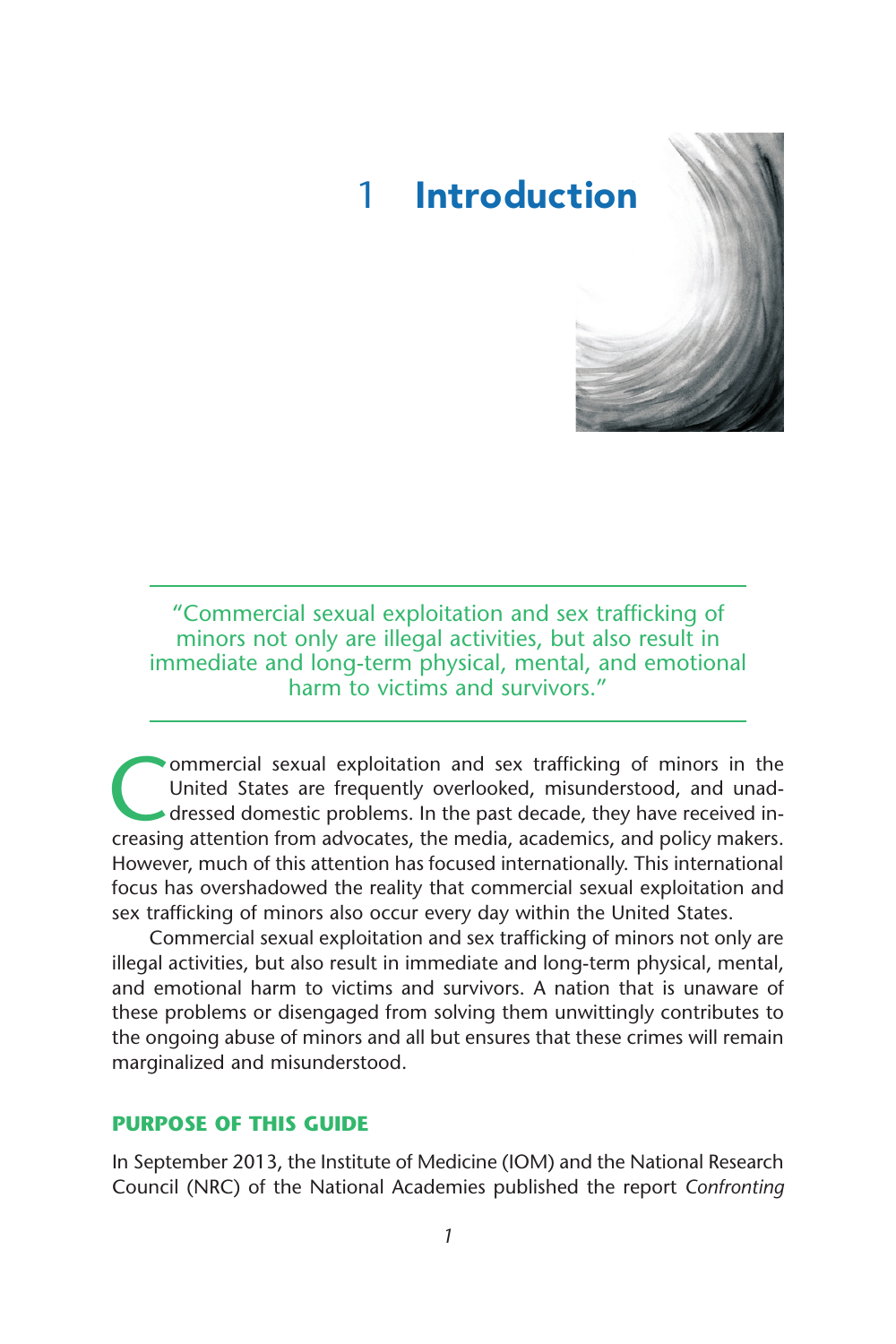# 1 Introduction

> "Commercial sexual exploitation and sex trafficking of minors not only are illegal activities, but also result in immediate and long-term physical, mental, and emotional harm to victims and survivors."

Commercial sexual exploitation and sex trafficking of minors in the United States are frequently overlooked, misunderstood, and unaddressed domestic problems. In the past decade, they have received increasing attention from advocates, the media, academics, and policy makers. However, much of this attention has focused internationally. This international focus has overshadowed the reality that commercial sexual exploitation and sex trafficking of minors also occur every day within the United States.

Commercial sexual exploitation and sex trafficking of minors not only are illegal activities, but also result in immediate and long-term physical, mental, and emotional harm to victims and survivors. A nation that is unaware of these problems or disengaged from solving them unwittingly contributes to the ongoing abuse of minors and all but ensures that these crimes will remain marginalized and misunderstood.

## PURPOSE OF THIS GUIDE

In September 2013, the Institute of Medicine (IOM) and the National Research Council (NRC) of the National Academies published the report *Confronting*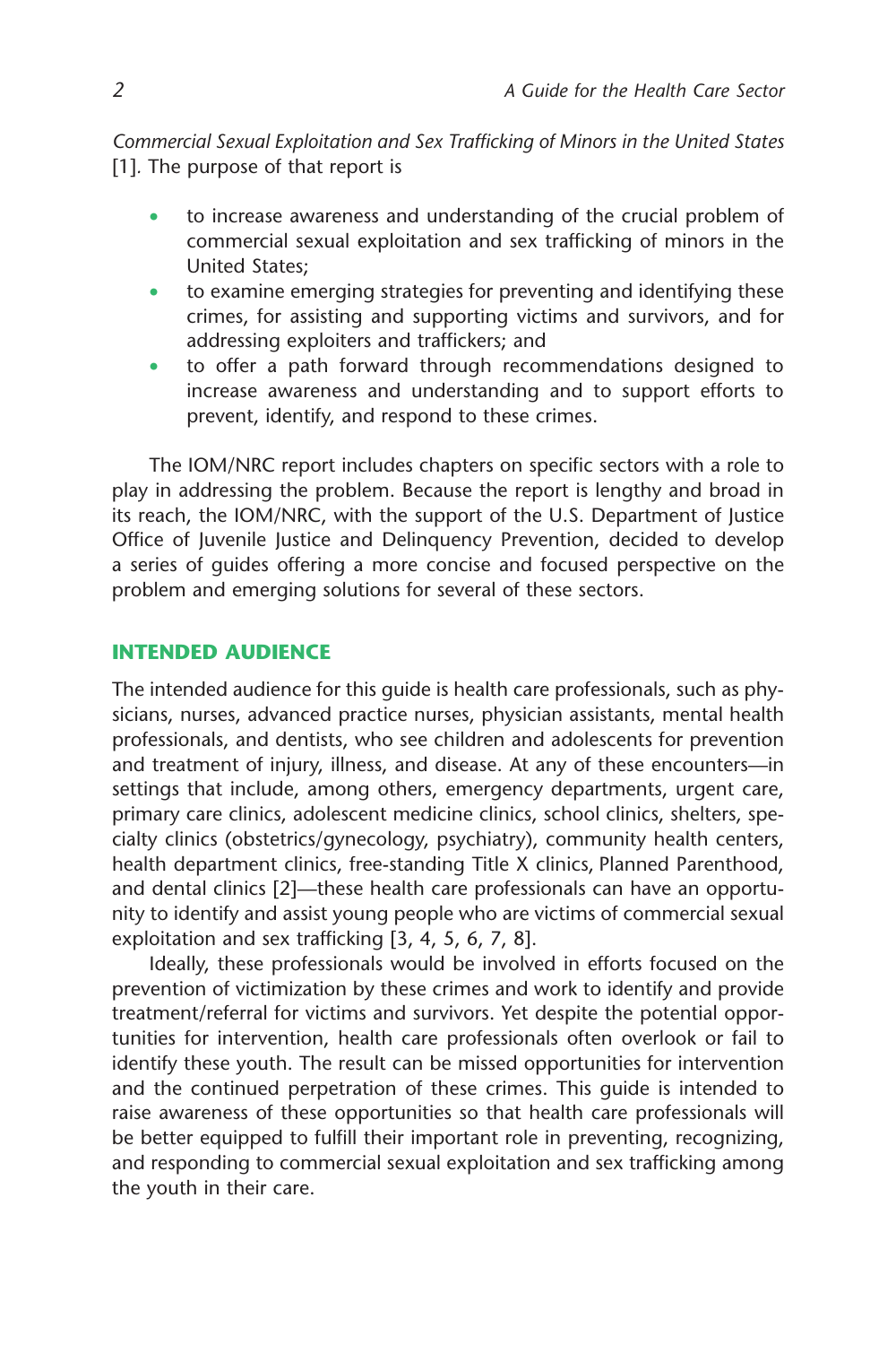*Commercial Sexual Exploitation and Sex Trafficking of Minors in the United States* [1]. The purpose of that report is

- to increase awareness and understanding of the crucial problem of commercial sexual exploitation and sex trafficking of minors in the United States;
- to examine emerging strategies for preventing and identifying these crimes, for assisting and supporting victims and survivors, and for addressing exploiters and traffickers; and
- to offer a path forward through recommendations designed to increase awareness and understanding and to support efforts to prevent, identify, and respond to these crimes.

The IOM/NRC report includes chapters on specific sectors with a role to play in addressing the problem. Because the report is lengthy and broad in its reach, the IOM/NRC, with the support of the U.S. Department of Justice Office of Juvenile Justice and Delinquency Prevention, decided to develop a series of guides offering a more concise and focused perspective on the problem and emerging solutions for several of these sectors.

## INTENDED AUDIENCE

The intended audience for this guide is health care professionals, such as physicians, nurses, advanced practice nurses, physician assistants, mental health professionals, and dentists, who see children and adolescents for prevention and treatment of injury, illness, and disease. At any of these encounters—in settings that include, among others, emergency departments, urgent care, primary care clinics, adolescent medicine clinics, school clinics, shelters, specialty clinics (obstetrics/gynecology, psychiatry), community health centers, health department clinics, free-standing Title X clinics, Planned Parenthood, and dental clinics [2]—these health care professionals can have an opportunity to identify and assist young people who are victims of commercial sexual exploitation and sex trafficking [3, 4, 5, 6, 7, 8].

Ideally, these professionals would be involved in efforts focused on the prevention of victimization by these crimes and work to identify and provide treatment/referral for victims and survivors. Yet despite the potential opportunities for intervention, health care professionals often overlook or fail to identify these youth. The result can be missed opportunities for intervention and the continued perpetration of these crimes. This guide is intended to raise awareness of these opportunities so that health care professionals will be better equipped to fulfill their important role in preventing, recognizing, and responding to commercial sexual exploitation and sex trafficking among the youth in their care.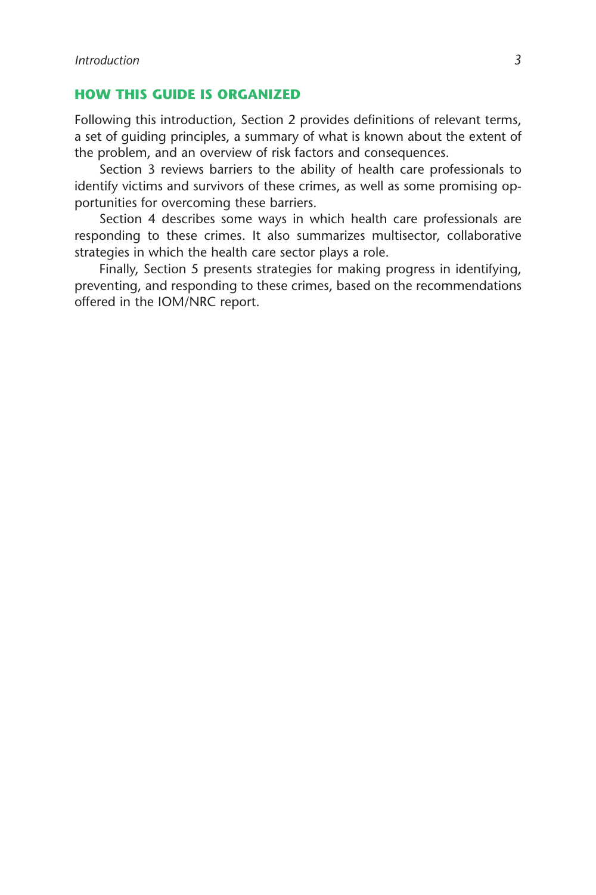## HOW THIS GUIDE IS ORGANIZED

Following this introduction, Section 2 provides definitions of relevant terms, a set of guiding principles, a summary of what is known about the extent of the problem, and an overview of risk factors and consequences.

Section 3 reviews barriers to the ability of health care professionals to identify victims and survivors of these crimes, as well as some promising opportunities for overcoming these barriers.

Section 4 describes some ways in which health care professionals are responding to these crimes. It also summarizes multisector, collaborative strategies in which the health care sector plays a role.

Finally, Section 5 presents strategies for making progress in identifying, preventing, and responding to these crimes, based on the recommendations offered in the IOM/NRC report.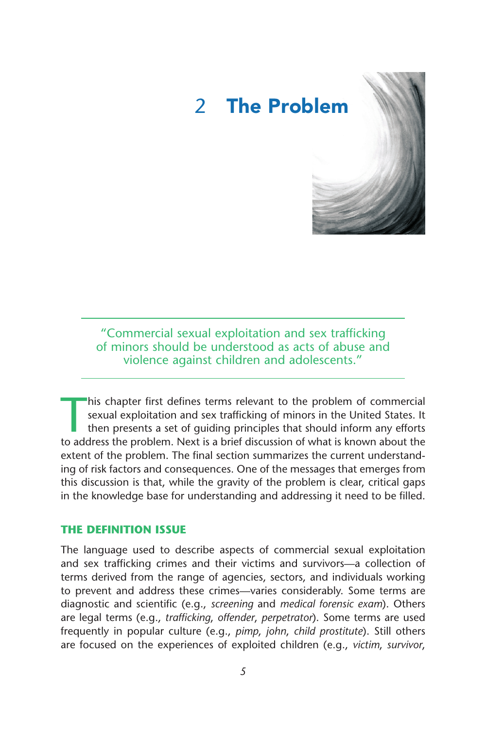# 2 The Problem

> "Commercial sexual exploitation and sex trafficking of minors should be understood as acts of abuse and violence against children and adolescents."

This chapter first defines terms relevant to the problem of commercial sexual exploitation and sex trafficking of minors in the United States. It then presents a set of guiding principles that should inform any efforts to address the problem. Next is a brief discussion of what is known about the extent of the problem. The final section summarizes the current understanding of risk factors and consequences. One of the messages that emerges from this discussion is that, while the gravity of the problem is clear, critical gaps in the knowledge base for understanding and addressing it need to be filled.

## THE DEFINITION ISSUE

The language used to describe aspects of commercial sexual exploitation and sex trafficking crimes and their victims and survivors—a collection of terms derived from the range of agencies, sectors, and individuals working to prevent and address these crimes—varies considerably. Some terms are diagnostic and scientific (e.g., *screening* and *medical forensic exam*). Others are legal terms (e.g., *trafficking*, *offender*, *perpetrator*). Some terms are used frequently in popular culture (e.g., *pimp*, *john*, *child prostitute*). Still others are focused on the experiences of exploited children (e.g., *victim*, *survivor*,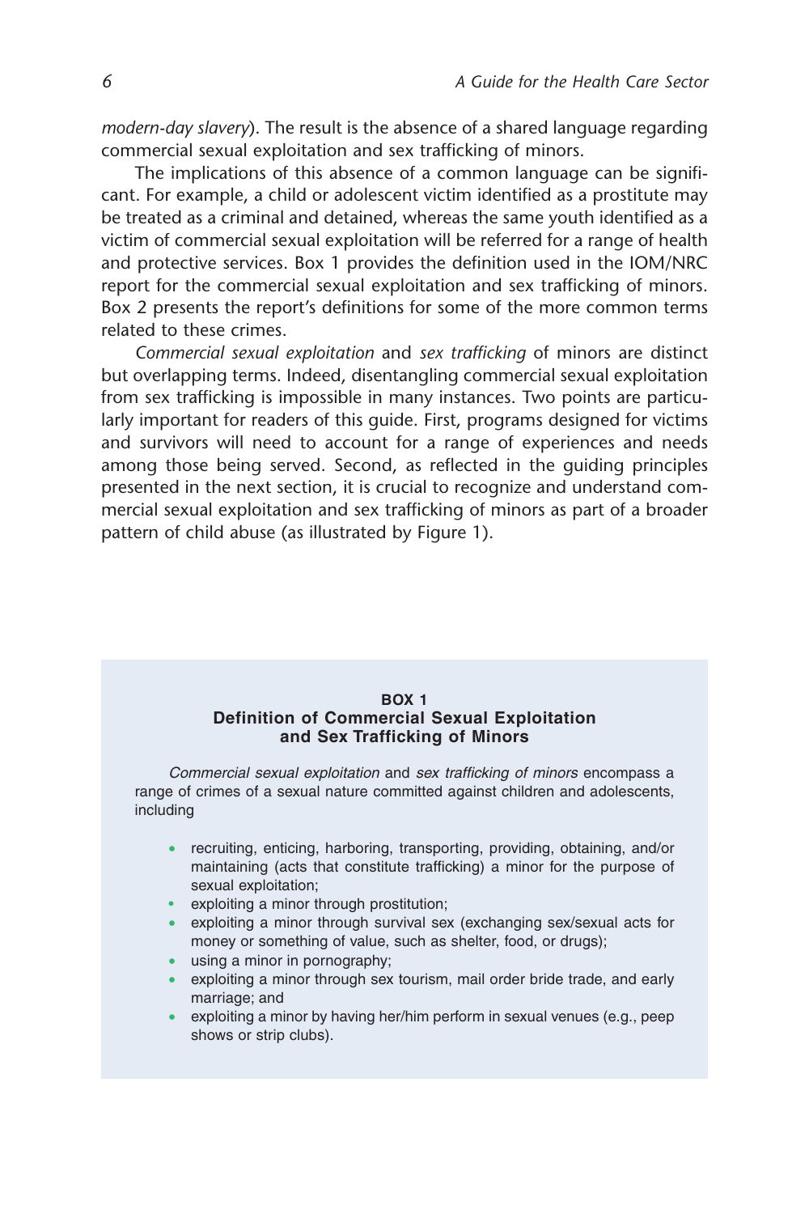*modern-day slavery*). The result is the absence of a shared language regarding commercial sexual exploitation and sex trafficking of minors.

The implications of this absence of a common language can be significant. For example, a child or adolescent victim identified as a prostitute may be treated as a criminal and detained, whereas the same youth identified as a victim of commercial sexual exploitation will be referred for a range of health and protective services. Box 1 provides the definition used in the IOM/NRC report for the commercial sexual exploitation and sex trafficking of minors. Box 2 presents the report's definitions for some of the more common terms related to these crimes.

*Commercial sexual exploitation* and *sex trafficking* of minors are distinct but overlapping terms. Indeed, disentangling commercial sexual exploitation from sex trafficking is impossible in many instances. Two points are particularly important for readers of this guide. First, programs designed for victims and survivors will need to account for a range of experiences and needs among those being served. Second, as reflected in the guiding principles presented in the next section, it is crucial to recognize and understand commercial sexual exploitation and sex trafficking of minors as part of a broader pattern of child abuse (as illustrated by Figure 1).

**BOX 1**
**Definition of Commercial Sexual Exploitation and Sex Trafficking of Minors**

*Commercial sexual exploitation* and *sex trafficking of minors* encompass a range of crimes of a sexual nature committed against children and adolescents, including

- recruiting, enticing, harboring, transporting, providing, obtaining, and/or maintaining (acts that constitute trafficking) a minor for the purpose of sexual exploitation;
- exploiting a minor through prostitution;
- exploiting a minor through survival sex (exchanging sex/sexual acts for money or something of value, such as shelter, food, or drugs);
- using a minor in pornography;
- exploiting a minor through sex tourism, mail order bride trade, and early marriage; and
- exploiting a minor by having her/him perform in sexual venues (e.g., peep shows or strip clubs).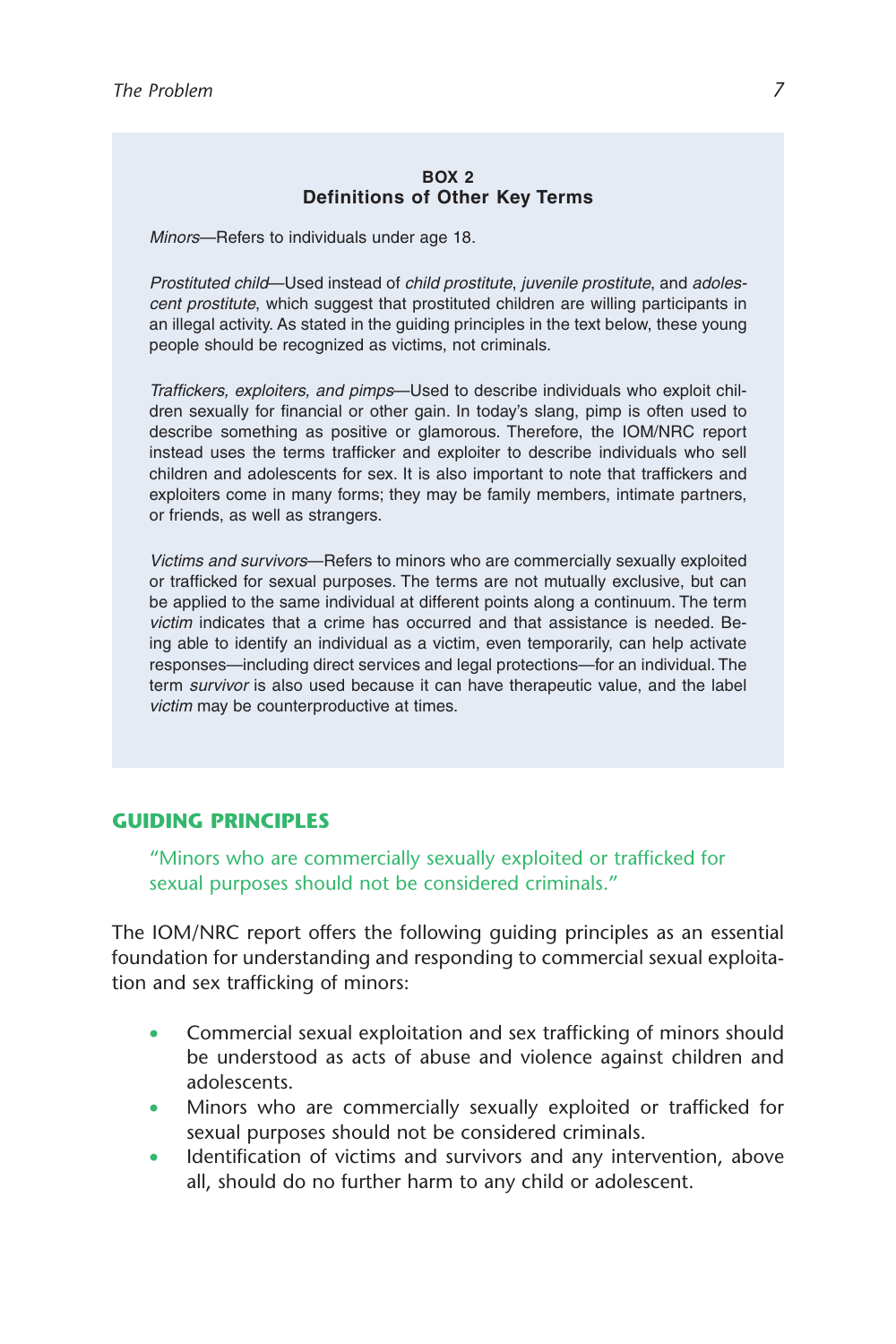**BOX 2**
**Definitions of Other Key Terms**

*Minors*—Refers to individuals under age 18.

*Prostituted child*—Used instead of *child prostitute*, *juvenile prostitute*, and *adolescent prostitute*, which suggest that prostituted children are willing participants in an illegal activity. As stated in the guiding principles in the text below, these young people should be recognized as victims, not criminals.

*Traffickers, exploiters, and pimps*—Used to describe individuals who exploit children sexually for financial or other gain. In today's slang, pimp is often used to describe something as positive or glamorous. Therefore, the IOM/NRC report instead uses the terms trafficker and exploiter to describe individuals who sell children and adolescents for sex. It is also important to note that traffickers and exploiters come in many forms; they may be family members, intimate partners, or friends, as well as strangers.

*Victims and survivors*—Refers to minors who are commercially sexually exploited or trafficked for sexual purposes. The terms are not mutually exclusive, but can be applied to the same individual at different points along a continuum. The term *victim* indicates that a crime has occurred and that assistance is needed. Being able to identify an individual as a victim, even temporarily, can help activate responses—including direct services and legal protections—for an individual. The term *survivor* is also used because it can have therapeutic value, and the label *victim* may be counterproductive at times.

## GUIDING PRINCIPLES

> "Minors who are commercially sexually exploited or trafficked for sexual purposes should not be considered criminals."

The IOM/NRC report offers the following guiding principles as an essential foundation for understanding and responding to commercial sexual exploitation and sex trafficking of minors:

- Commercial sexual exploitation and sex trafficking of minors should be understood as acts of abuse and violence against children and adolescents.
- Minors who are commercially sexually exploited or trafficked for sexual purposes should not be considered criminals.
- Identification of victims and survivors and any intervention, above all, should do no further harm to any child or adolescent.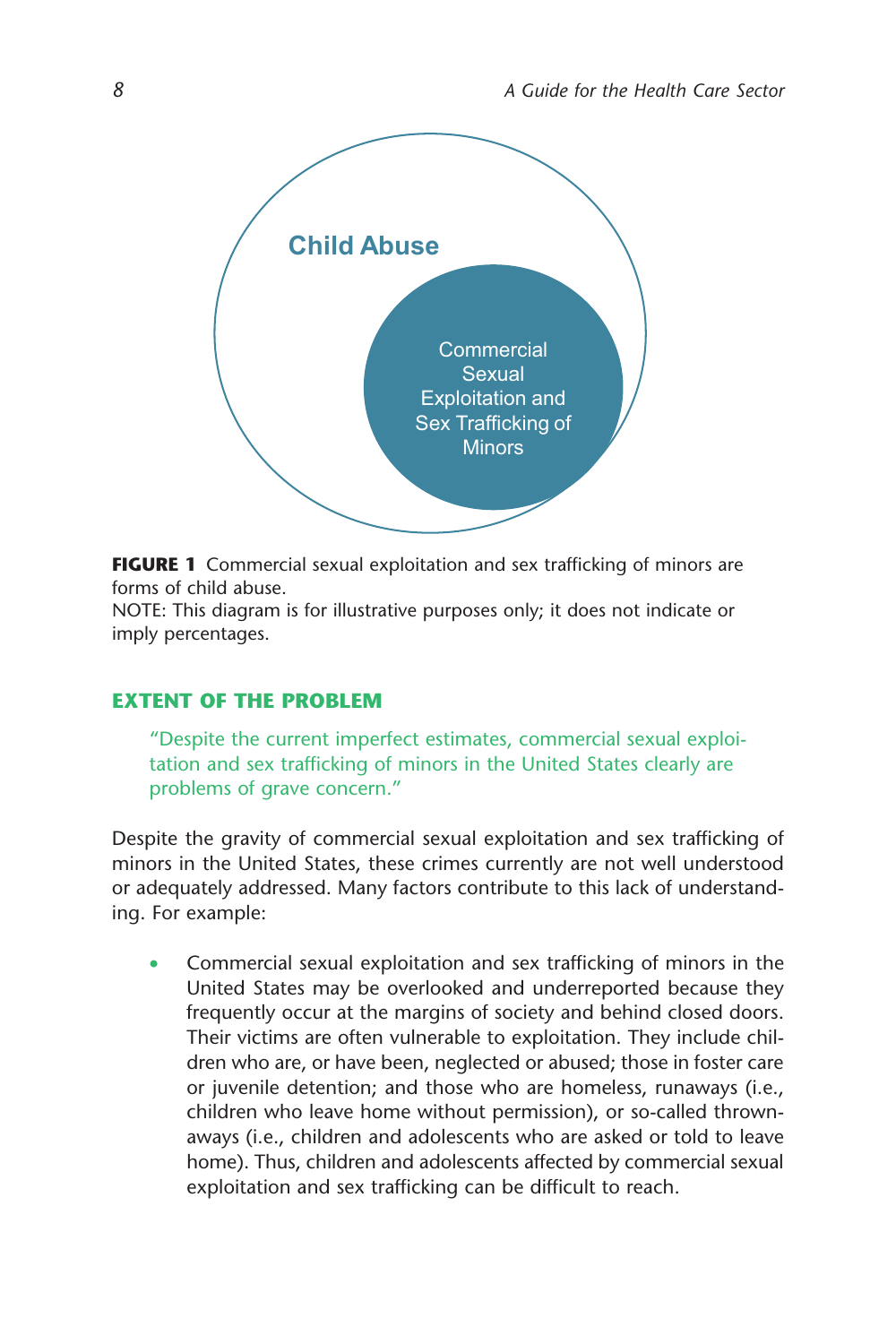Child Abuse

Commercial Sexual Exploitation and Sex Trafficking of Minors

**FIGURE 1** Commercial sexual exploitation and sex trafficking of minors are forms of child abuse.
NOTE: This diagram is for illustrative purposes only; it does not indicate or imply percentages.

## EXTENT OF THE PROBLEM

> "Despite the current imperfect estimates, commercial sexual exploitation and sex trafficking of minors in the United States clearly are problems of grave concern."

Despite the gravity of commercial sexual exploitation and sex trafficking of minors in the United States, these crimes currently are not well understood or adequately addressed. Many factors contribute to this lack of understanding. For example:

- Commercial sexual exploitation and sex trafficking of minors in the United States may be overlooked and underreported because they frequently occur at the margins of society and behind closed doors. Their victims are often vulnerable to exploitation. They include children who are, or have been, neglected or abused; those in foster care or juvenile detention; and those who are homeless, runaways (i.e., children who leave home without permission), or so-called thrown-aways (i.e., children and adolescents who are asked or told to leave home). Thus, children and adolescents affected by commercial sexual exploitation and sex trafficking can be difficult to reach.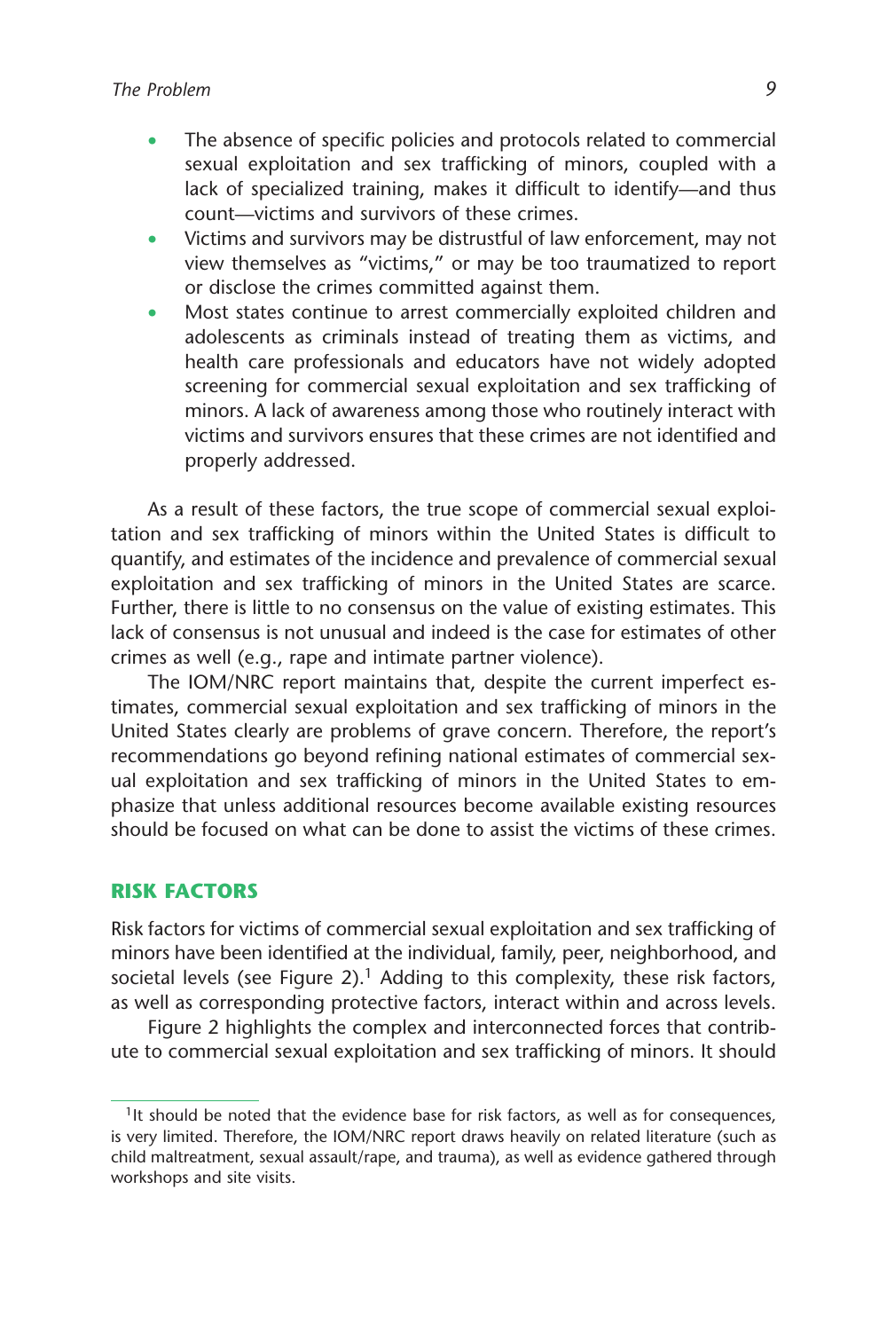- The absence of specific policies and protocols related to commercial sexual exploitation and sex trafficking of minors, coupled with a lack of specialized training, makes it difficult to identify—and thus count—victims and survivors of these crimes.
- Victims and survivors may be distrustful of law enforcement, may not view themselves as "victims," or may be too traumatized to report or disclose the crimes committed against them.
- Most states continue to arrest commercially exploited children and adolescents as criminals instead of treating them as victims, and health care professionals and educators have not widely adopted screening for commercial sexual exploitation and sex trafficking of minors. A lack of awareness among those who routinely interact with victims and survivors ensures that these crimes are not identified and properly addressed.

As a result of these factors, the true scope of commercial sexual exploitation and sex trafficking of minors within the United States is difficult to quantify, and estimates of the incidence and prevalence of commercial sexual exploitation and sex trafficking of minors in the United States are scarce. Further, there is little to no consensus on the value of existing estimates. This lack of consensus is not unusual and indeed is the case for estimates of other crimes as well (e.g., rape and intimate partner violence).

The IOM/NRC report maintains that, despite the current imperfect estimates, commercial sexual exploitation and sex trafficking of minors in the United States clearly are problems of grave concern. Therefore, the report's recommendations go beyond refining national estimates of commercial sexual exploitation and sex trafficking of minors in the United States to emphasize that unless additional resources become available existing resources should be focused on what can be done to assist the victims of these crimes.

## RISK FACTORS

Risk factors for victims of commercial sexual exploitation and sex trafficking of minors have been identified at the individual, family, peer, neighborhood, and societal levels (see Figure 2).[1] Adding to this complexity, these risk factors, as well as corresponding protective factors, interact within and across levels.

Figure 2 highlights the complex and interconnected forces that contribute to commercial sexual exploitation and sex trafficking of minors. It should

[1]It should be noted that the evidence base for risk factors, as well as for consequences, is very limited. Therefore, the IOM/NRC report draws heavily on related literature (such as child maltreatment, sexual assault/rape, and trauma), as well as evidence gathered through workshops and site visits.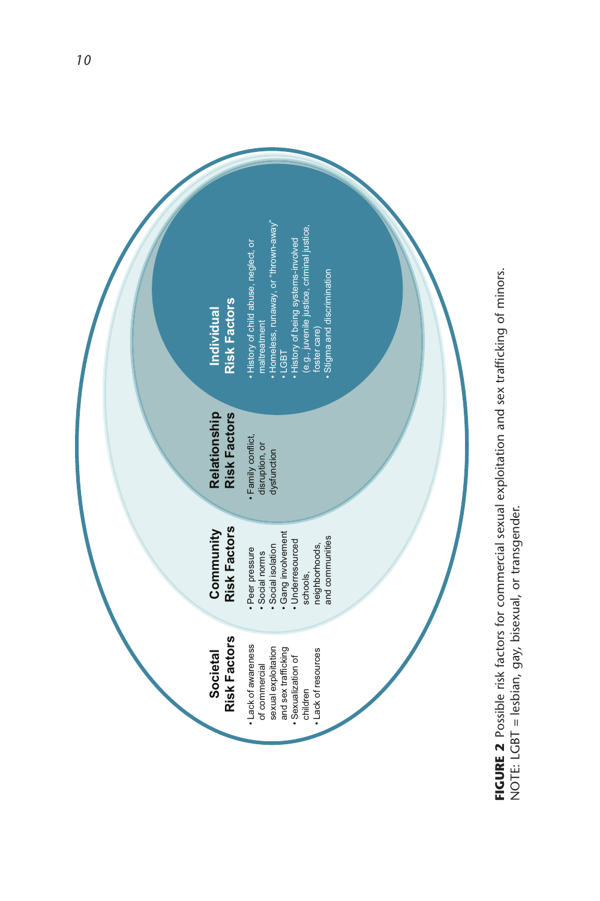## Societal Risk Factors

- Lack of awareness of commercial sexual exploitation and sex trafficking
- Sexualization of children
- Lack of resources

## Community Risk Factors

- Peer pressure
- Social norms
- Social isolation
- Gang involvement
- Underresourced schools, neighborhoods, and communities

## Relationship Risk Factors

- Family conflict, disruption, or dysfunction

## Individual Risk Factors

- History of child abuse, neglect, or maltreatment
- Homeless, runaway, or "thrown-away"
- LGBT
- History of being systems-involved (e.g., juvenile justice, criminal justice, foster care)
- Stigma and discrimination

**FIGURE 2** Possible risk factors for commercial sexual exploitation and sex trafficking of minors.
NOTE: LGBT = lesbian, gay, bisexual, or transgender.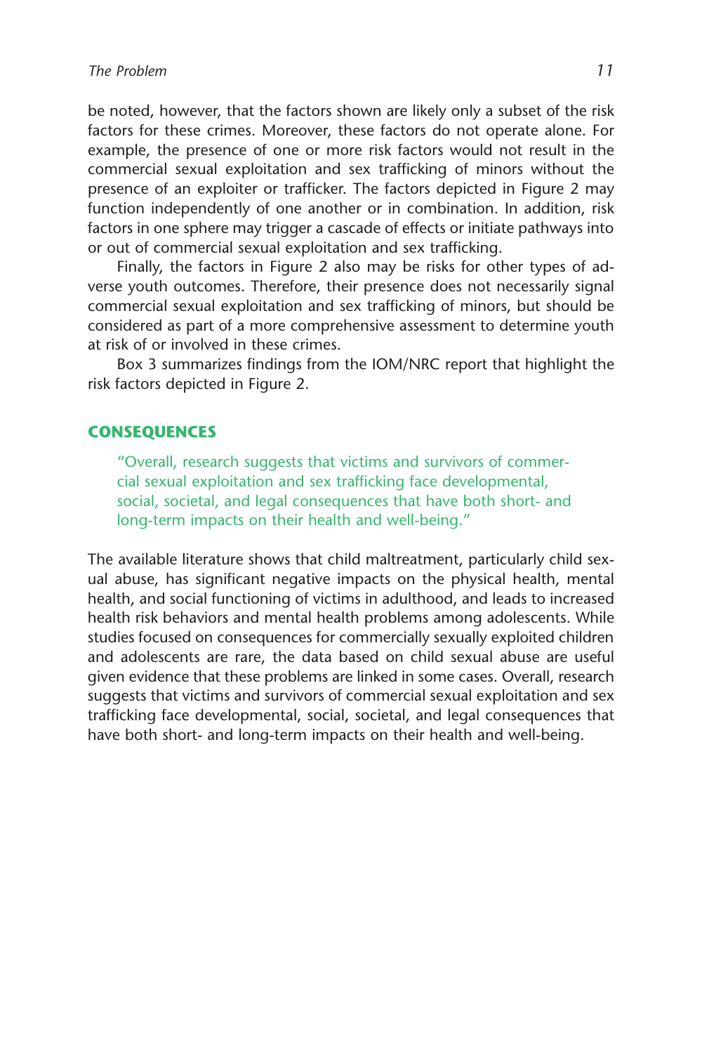be noted, however, that the factors shown are likely only a subset of the risk factors for these crimes. Moreover, these factors do not operate alone. For example, the presence of one or more risk factors would not result in the commercial sexual exploitation and sex trafficking of minors without the presence of an exploiter or trafficker. The factors depicted in Figure 2 may function independently of one another or in combination. In addition, risk factors in one sphere may trigger a cascade of effects or initiate pathways into or out of commercial sexual exploitation and sex trafficking.

Finally, the factors in Figure 2 also may be risks for other types of adverse youth outcomes. Therefore, their presence does not necessarily signal commercial sexual exploitation and sex trafficking of minors, but should be considered as part of a more comprehensive assessment to determine youth at risk of or involved in these crimes.

Box 3 summarizes findings from the IOM/NRC report that highlight the risk factors depicted in Figure 2.

## CONSEQUENCES

> "Overall, research suggests that victims and survivors of commercial sexual exploitation and sex trafficking face developmental, social, societal, and legal consequences that have both short- and long-term impacts on their health and well-being."

The available literature shows that child maltreatment, particularly child sexual abuse, has significant negative impacts on the physical health, mental health, and social functioning of victims in adulthood, and leads to increased health risk behaviors and mental health problems among adolescents. While studies focused on consequences for commercially sexually exploited children and adolescents are rare, the data based on child sexual abuse are useful given evidence that these problems are linked in some cases. Overall, research suggests that victims and survivors of commercial sexual exploitation and sex trafficking face developmental, social, societal, and legal consequences that have both short- and long-term impacts on their health and well-being.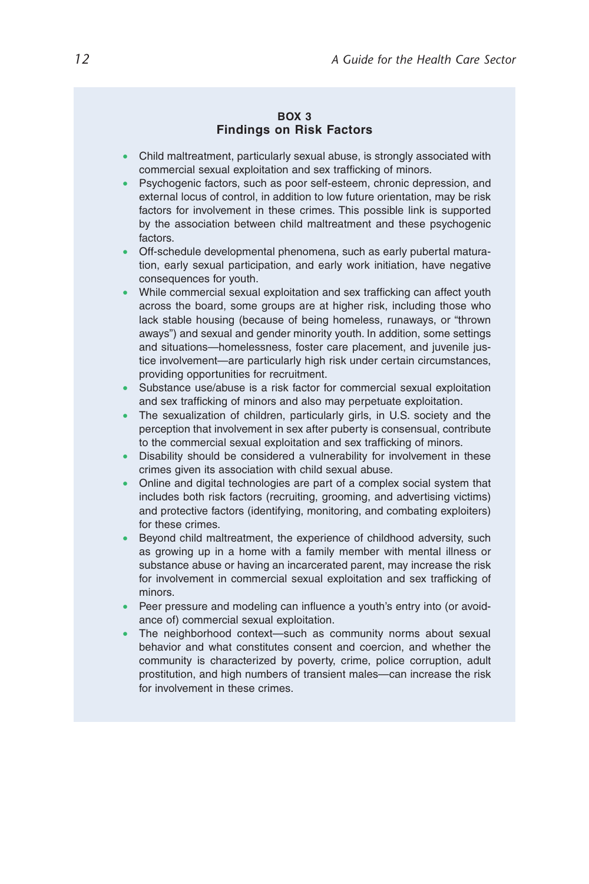### BOX 3
### Findings on Risk Factors

- Child maltreatment, particularly sexual abuse, is strongly associated with commercial sexual exploitation and sex trafficking of minors.
- Psychogenic factors, such as poor self-esteem, chronic depression, and external locus of control, in addition to low future orientation, may be risk factors for involvement in these crimes. This possible link is supported by the association between child maltreatment and these psychogenic factors.
- Off-schedule developmental phenomena, such as early pubertal maturation, early sexual participation, and early work initiation, have negative consequences for youth.
- While commercial sexual exploitation and sex trafficking can affect youth across the board, some groups are at higher risk, including those who lack stable housing (because of being homeless, runaways, or "thrown aways") and sexual and gender minority youth. In addition, some settings and situations—homelessness, foster care placement, and juvenile justice involvement—are particularly high risk under certain circumstances, providing opportunities for recruitment.
- Substance use/abuse is a risk factor for commercial sexual exploitation and sex trafficking of minors and also may perpetuate exploitation.
- The sexualization of children, particularly girls, in U.S. society and the perception that involvement in sex after puberty is consensual, contribute to the commercial sexual exploitation and sex trafficking of minors.
- Disability should be considered a vulnerability for involvement in these crimes given its association with child sexual abuse.
- Online and digital technologies are part of a complex social system that includes both risk factors (recruiting, grooming, and advertising victims) and protective factors (identifying, monitoring, and combating exploiters) for these crimes.
- Beyond child maltreatment, the experience of childhood adversity, such as growing up in a home with a family member with mental illness or substance abuse or having an incarcerated parent, may increase the risk for involvement in commercial sexual exploitation and sex trafficking of minors.
- Peer pressure and modeling can influence a youth's entry into (or avoidance of) commercial sexual exploitation.
- The neighborhood context—such as community norms about sexual behavior and what constitutes consent and coercion, and whether the community is characterized by poverty, crime, police corruption, adult prostitution, and high numbers of transient males—can increase the risk for involvement in these crimes.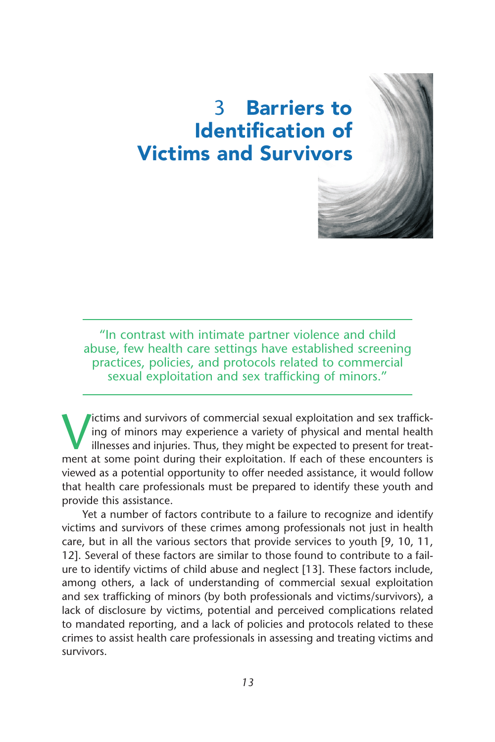# 3 Barriers to Identification of Victims and Survivors

> "In contrast with intimate partner violence and child abuse, few health care settings have established screening practices, policies, and protocols related to commercial sexual exploitation and sex trafficking of minors."

Victims and survivors of commercial sexual exploitation and sex trafficking of minors may experience a variety of physical and mental health illnesses and injuries. Thus, they might be expected to present for treatment at some point during their exploitation. If each of these encounters is viewed as a potential opportunity to offer needed assistance, it would follow that health care professionals must be prepared to identify these youth and provide this assistance.

Yet a number of factors contribute to a failure to recognize and identify victims and survivors of these crimes among professionals not just in health care, but in all the various sectors that provide services to youth [9, 10, 11, 12]. Several of these factors are similar to those found to contribute to a failure to identify victims of child abuse and neglect [13]. These factors include, among others, a lack of understanding of commercial sexual exploitation and sex trafficking of minors (by both professionals and victims/survivors), a lack of disclosure by victims, potential and perceived complications related to mandated reporting, and a lack of policies and protocols related to these crimes to assist health care professionals in assessing and treating victims and survivors.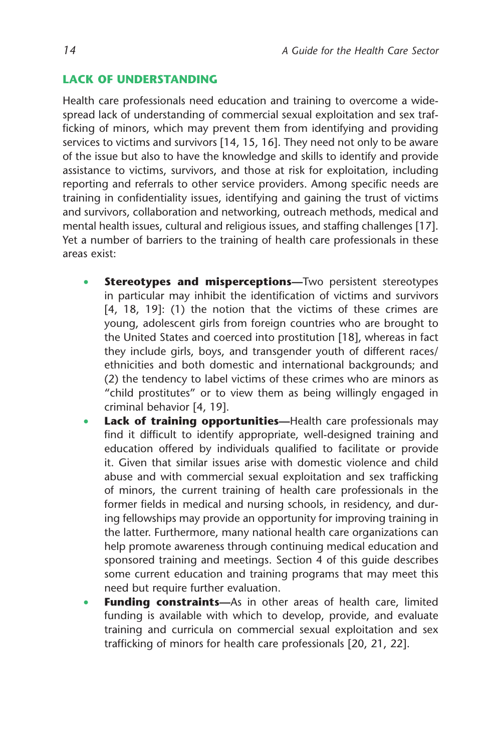## LACK OF UNDERSTANDING

Health care professionals need education and training to overcome a widespread lack of understanding of commercial sexual exploitation and sex trafficking of minors, which may prevent them from identifying and providing services to victims and survivors [14, 15, 16]. They need not only to be aware of the issue but also to have the knowledge and skills to identify and provide assistance to victims, survivors, and those at risk for exploitation, including reporting and referrals to other service providers. Among specific needs are training in confidentiality issues, identifying and gaining the trust of victims and survivors, collaboration and networking, outreach methods, medical and mental health issues, cultural and religious issues, and staffing challenges [17]. Yet a number of barriers to the training of health care professionals in these areas exist:

- **Stereotypes and misperceptions—**Two persistent stereotypes in particular may inhibit the identification of victims and survivors [4, 18, 19]: (1) the notion that the victims of these crimes are young, adolescent girls from foreign countries who are brought to the United States and coerced into prostitution [18], whereas in fact they include girls, boys, and transgender youth of different races/ethnicities and both domestic and international backgrounds; and (2) the tendency to label victims of these crimes who are minors as "child prostitutes" or to view them as being willingly engaged in criminal behavior [4, 19].
- **Lack of training opportunities—**Health care professionals may find it difficult to identify appropriate, well-designed training and education offered by individuals qualified to facilitate or provide it. Given that similar issues arise with domestic violence and child abuse and with commercial sexual exploitation and sex trafficking of minors, the current training of health care professionals in the former fields in medical and nursing schools, in residency, and during fellowships may provide an opportunity for improving training in the latter. Furthermore, many national health care organizations can help promote awareness through continuing medical education and sponsored training and meetings. Section 4 of this guide describes some current education and training programs that may meet this need but require further evaluation.
- **Funding constraints—**As in other areas of health care, limited funding is available with which to develop, provide, and evaluate training and curricula on commercial sexual exploitation and sex trafficking of minors for health care professionals [20, 21, 22].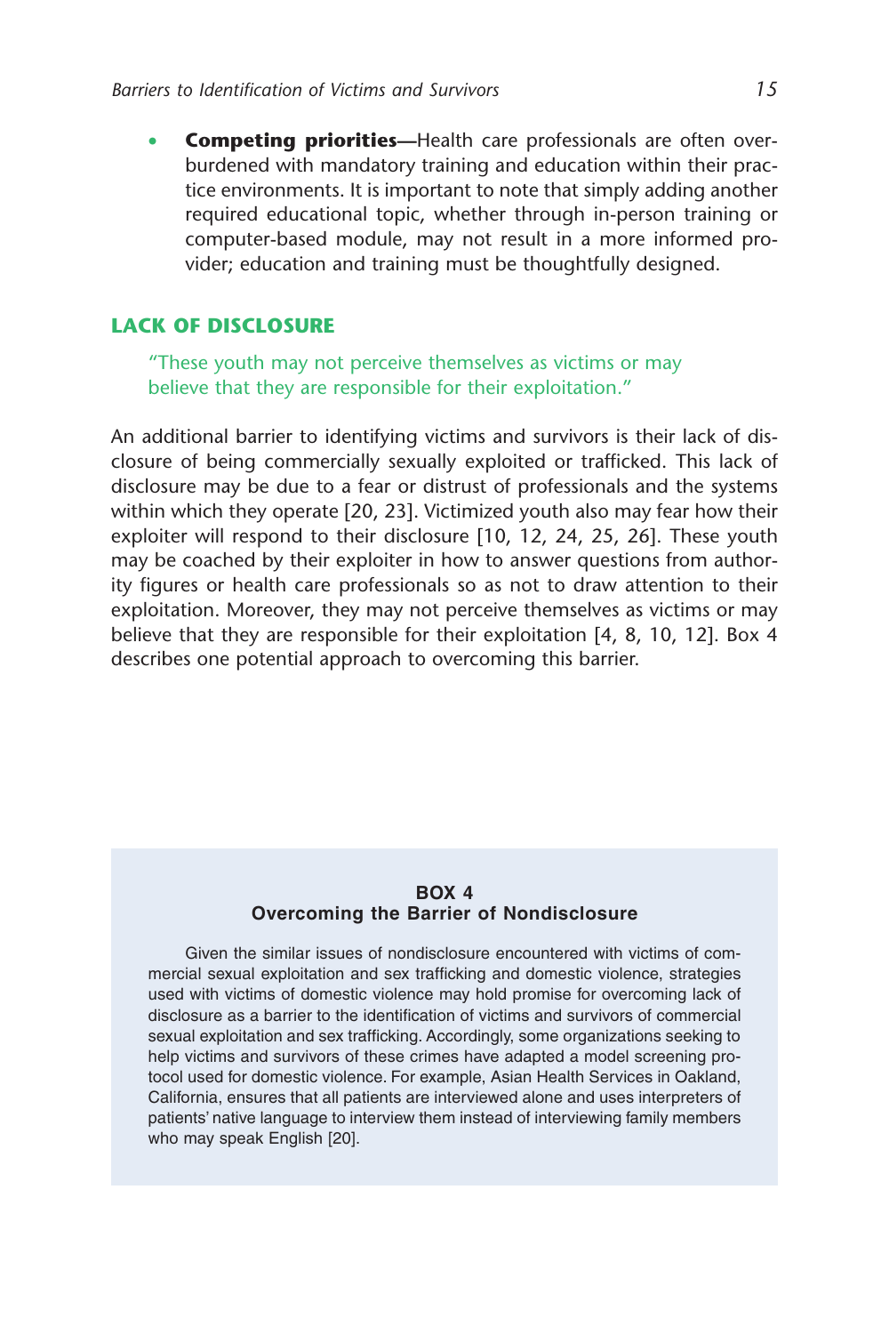- **Competing priorities—**Health care professionals are often overburdened with mandatory training and education within their practice environments. It is important to note that simply adding another required educational topic, whether through in-person training or computer-based module, may not result in a more informed provider; education and training must be thoughtfully designed.

## LACK OF DISCLOSURE

> "These youth may not perceive themselves as victims or may believe that they are responsible for their exploitation."

An additional barrier to identifying victims and survivors is their lack of disclosure of being commercially sexually exploited or trafficked. This lack of disclosure may be due to a fear or distrust of professionals and the systems within which they operate [20, 23]. Victimized youth also may fear how their exploiter will respond to their disclosure [10, 12, 24, 25, 26]. These youth may be coached by their exploiter in how to answer questions from authority figures or health care professionals so as not to draw attention to their exploitation. Moreover, they may not perceive themselves as victims or may believe that they are responsible for their exploitation [4, 8, 10, 12]. Box 4 describes one potential approach to overcoming this barrier.

### BOX 4
### Overcoming the Barrier of Nondisclosure

Given the similar issues of nondisclosure encountered with victims of commercial sexual exploitation and sex trafficking and domestic violence, strategies used with victims of domestic violence may hold promise for overcoming lack of disclosure as a barrier to the identification of victims and survivors of commercial sexual exploitation and sex trafficking. Accordingly, some organizations seeking to help victims and survivors of these crimes have adapted a model screening protocol used for domestic violence. For example, Asian Health Services in Oakland, California, ensures that all patients are interviewed alone and uses interpreters of patients' native language to interview them instead of interviewing family members who may speak English [20].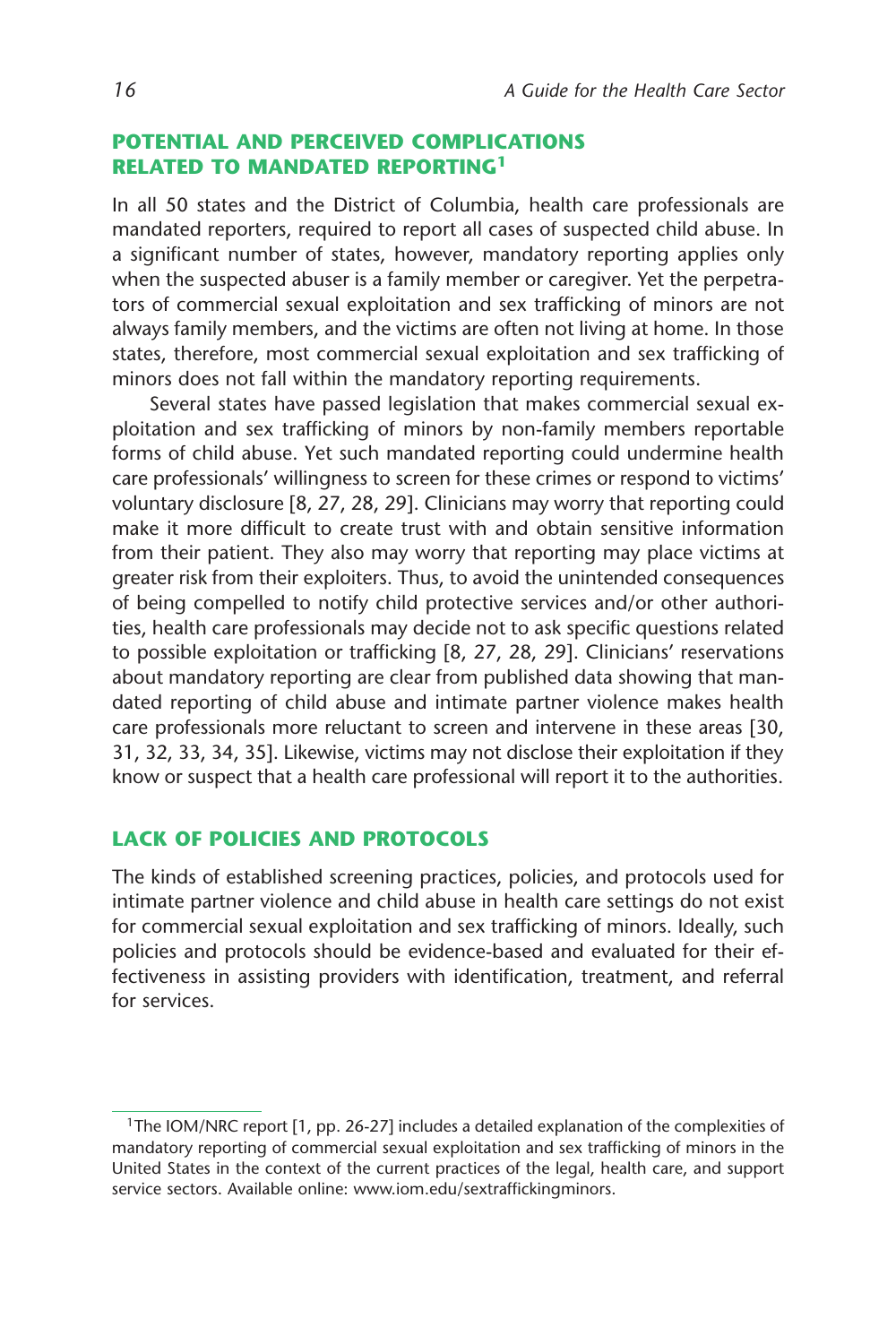## POTENTIAL AND PERCEIVED COMPLICATIONS RELATED TO MANDATED REPORTING[1]

In all 50 states and the District of Columbia, health care professionals are mandated reporters, required to report all cases of suspected child abuse. In a significant number of states, however, mandatory reporting applies only when the suspected abuser is a family member or caregiver. Yet the perpetrators of commercial sexual exploitation and sex trafficking of minors are not always family members, and the victims are often not living at home. In those states, therefore, most commercial sexual exploitation and sex trafficking of minors does not fall within the mandatory reporting requirements.

Several states have passed legislation that makes commercial sexual exploitation and sex trafficking of minors by non-family members reportable forms of child abuse. Yet such mandated reporting could undermine health care professionals' willingness to screen for these crimes or respond to victims' voluntary disclosure [8, 27, 28, 29]. Clinicians may worry that reporting could make it more difficult to create trust with and obtain sensitive information from their patient. They also may worry that reporting may place victims at greater risk from their exploiters. Thus, to avoid the unintended consequences of being compelled to notify child protective services and/or other authorities, health care professionals may decide not to ask specific questions related to possible exploitation or trafficking [8, 27, 28, 29]. Clinicians' reservations about mandatory reporting are clear from published data showing that mandated reporting of child abuse and intimate partner violence makes health care professionals more reluctant to screen and intervene in these areas [30, 31, 32, 33, 34, 35]. Likewise, victims may not disclose their exploitation if they know or suspect that a health care professional will report it to the authorities.

## LACK OF POLICIES AND PROTOCOLS

The kinds of established screening practices, policies, and protocols used for intimate partner violence and child abuse in health care settings do not exist for commercial sexual exploitation and sex trafficking of minors. Ideally, such policies and protocols should be evidence-based and evaluated for their effectiveness in assisting providers with identification, treatment, and referral for services.

---

[1] The IOM/NRC report [1, pp. 26-27] includes a detailed explanation of the complexities of mandatory reporting of commercial sexual exploitation and sex trafficking of minors in the United States in the context of the current practices of the legal, health care, and support service sectors. Available online: www.iom.edu/sextraffickingminors.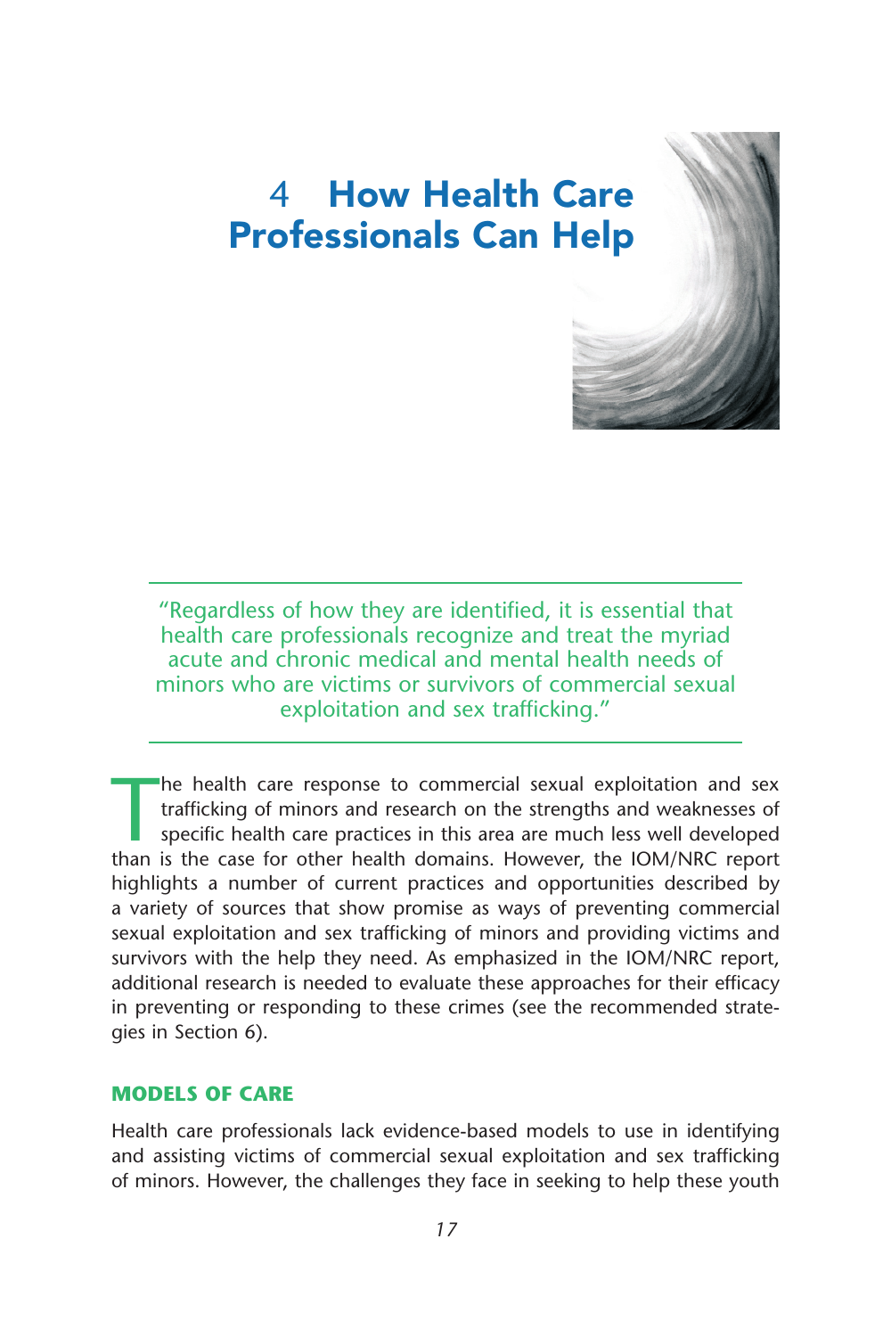# 4 How Health Care Professionals Can Help

"Regardless of how they are identified, it is essential that health care professionals recognize and treat the myriad acute and chronic medical and mental health needs of minors who are victims or survivors of commercial sexual exploitation and sex trafficking."

The health care response to commercial sexual exploitation and sex trafficking of minors and research on the strengths and weaknesses of specific health care practices in this area are much less well developed than is the case for other health domains. However, the IOM/NRC report highlights a number of current practices and opportunities described by a variety of sources that show promise as ways of preventing commercial sexual exploitation and sex trafficking of minors and providing victims and survivors with the help they need. As emphasized in the IOM/NRC report, additional research is needed to evaluate these approaches for their efficacy in preventing or responding to these crimes (see the recommended strategies in Section 6).

## MODELS OF CARE

Health care professionals lack evidence-based models to use in identifying and assisting victims of commercial sexual exploitation and sex trafficking of minors. However, the challenges they face in seeking to help these youth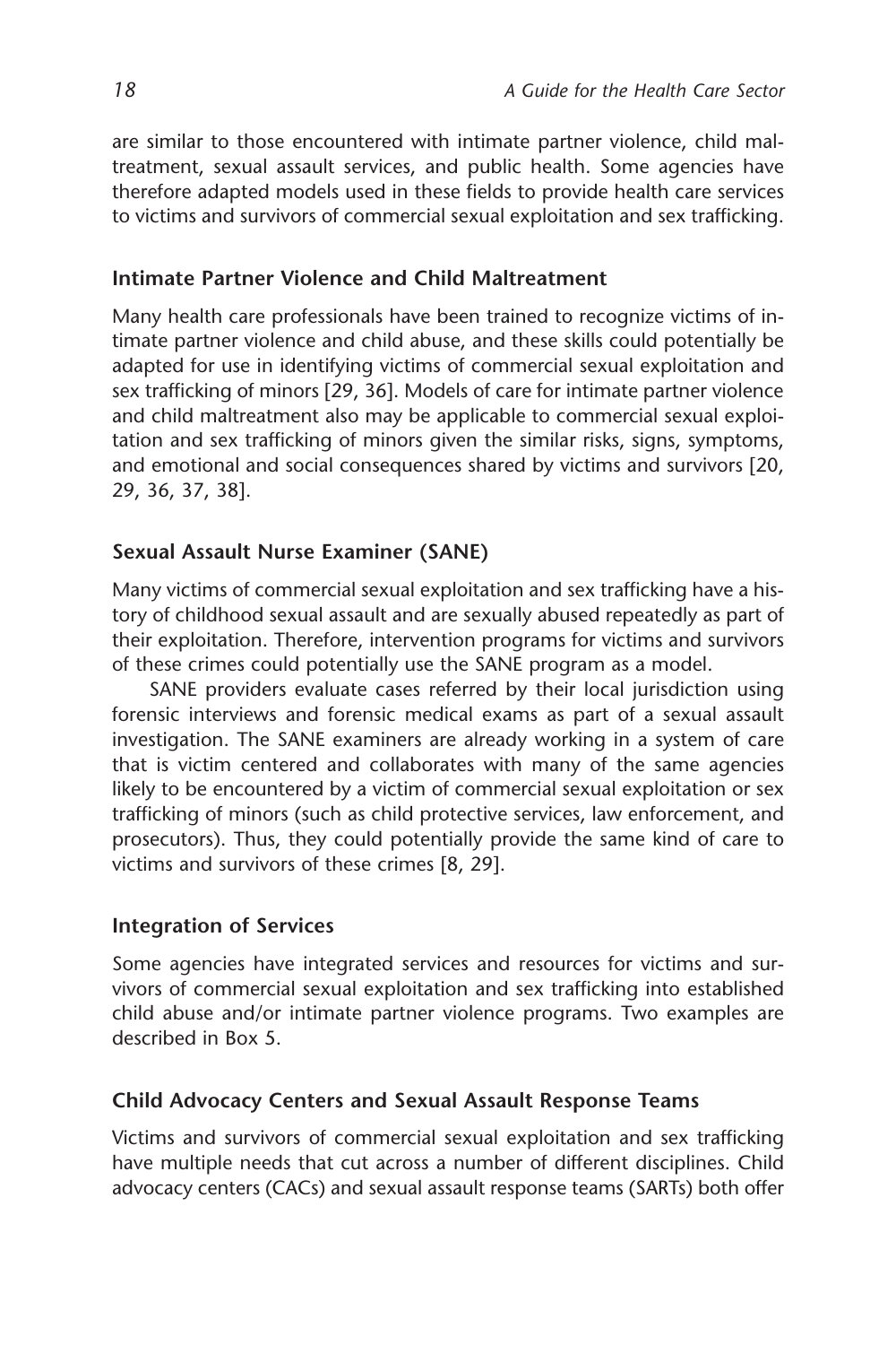are similar to those encountered with intimate partner violence, child maltreatment, sexual assault services, and public health. Some agencies have therefore adapted models used in these fields to provide health care services to victims and survivors of commercial sexual exploitation and sex trafficking.

### Intimate Partner Violence and Child Maltreatment

Many health care professionals have been trained to recognize victims of intimate partner violence and child abuse, and these skills could potentially be adapted for use in identifying victims of commercial sexual exploitation and sex trafficking of minors [29, 36]. Models of care for intimate partner violence and child maltreatment also may be applicable to commercial sexual exploitation and sex trafficking of minors given the similar risks, signs, symptoms, and emotional and social consequences shared by victims and survivors [20, 29, 36, 37, 38].

### Sexual Assault Nurse Examiner (SANE)

Many victims of commercial sexual exploitation and sex trafficking have a history of childhood sexual assault and are sexually abused repeatedly as part of their exploitation. Therefore, intervention programs for victims and survivors of these crimes could potentially use the SANE program as a model.

SANE providers evaluate cases referred by their local jurisdiction using forensic interviews and forensic medical exams as part of a sexual assault investigation. The SANE examiners are already working in a system of care that is victim centered and collaborates with many of the same agencies likely to be encountered by a victim of commercial sexual exploitation or sex trafficking of minors (such as child protective services, law enforcement, and prosecutors). Thus, they could potentially provide the same kind of care to victims and survivors of these crimes [8, 29].

### Integration of Services

Some agencies have integrated services and resources for victims and survivors of commercial sexual exploitation and sex trafficking into established child abuse and/or intimate partner violence programs. Two examples are described in Box 5.

### Child Advocacy Centers and Sexual Assault Response Teams

Victims and survivors of commercial sexual exploitation and sex trafficking have multiple needs that cut across a number of different disciplines. Child advocacy centers (CACs) and sexual assault response teams (SARTs) both offer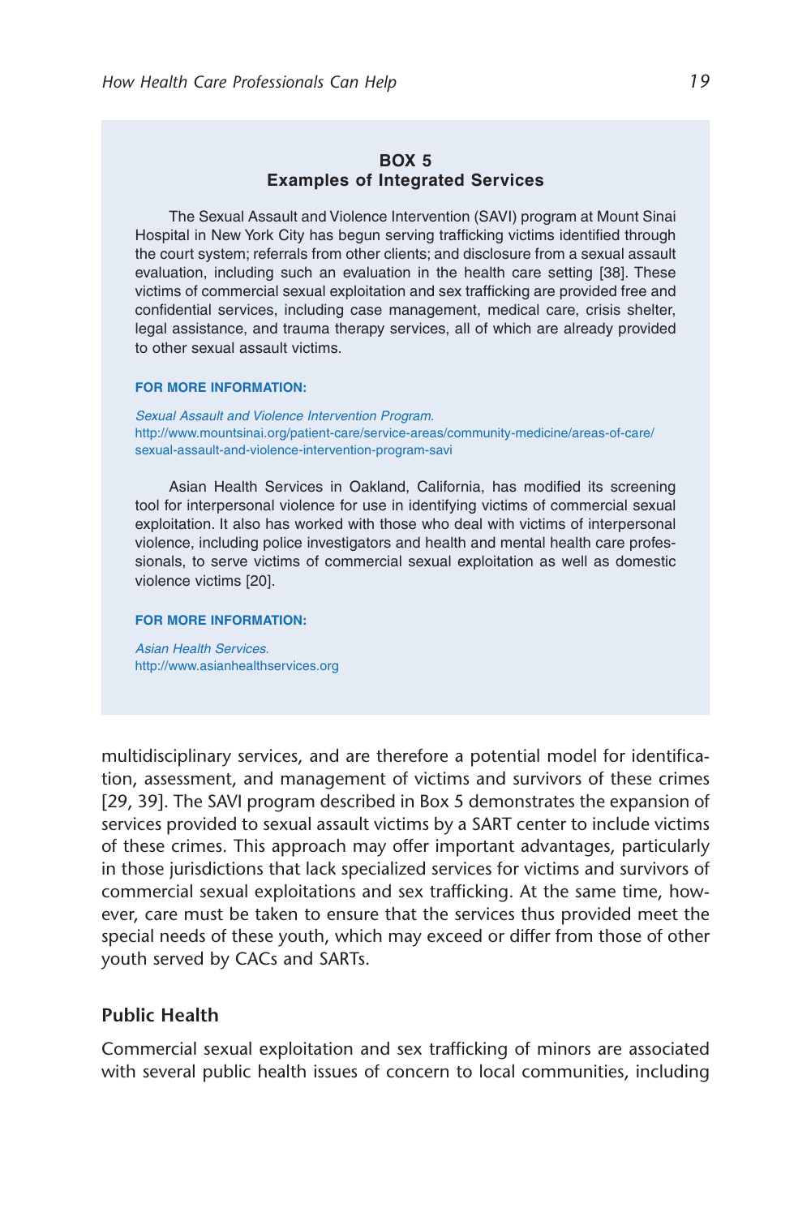**BOX 5**
**Examples of Integrated Services**

The Sexual Assault and Violence Intervention (SAVI) program at Mount Sinai Hospital in New York City has begun serving trafficking victims identified through the court system; referrals from other clients; and disclosure from a sexual assault evaluation, including such an evaluation in the health care setting [38]. These victims of commercial sexual exploitation and sex trafficking are provided free and confidential services, including case management, medical care, crisis shelter, legal assistance, and trauma therapy services, all of which are already provided to other sexual assault victims.

**FOR MORE INFORMATION:**

*Sexual Assault and Violence Intervention Program.*
http://www.mountsinai.org/patient-care/service-areas/community-medicine/areas-of-care/sexual-assault-and-violence-intervention-program-savi

Asian Health Services in Oakland, California, has modified its screening tool for interpersonal violence for use in identifying victims of commercial sexual exploitation. It also has worked with those who deal with victims of interpersonal violence, including police investigators and health and mental health care professionals, to serve victims of commercial sexual exploitation as well as domestic violence victims [20].

**FOR MORE INFORMATION:**

*Asian Health Services.*
http://www.asianhealthservices.org

multidisciplinary services, and are therefore a potential model for identification, assessment, and management of victims and survivors of these crimes [29, 39]. The SAVI program described in Box 5 demonstrates the expansion of services provided to sexual assault victims by a SART center to include victims of these crimes. This approach may offer important advantages, particularly in those jurisdictions that lack specialized services for victims and survivors of commercial sexual exploitations and sex trafficking. At the same time, however, care must be taken to ensure that the services thus provided meet the special needs of these youth, which may exceed or differ from those of other youth served by CACs and SARTs.

## Public Health

Commercial sexual exploitation and sex trafficking of minors are associated with several public health issues of concern to local communities, including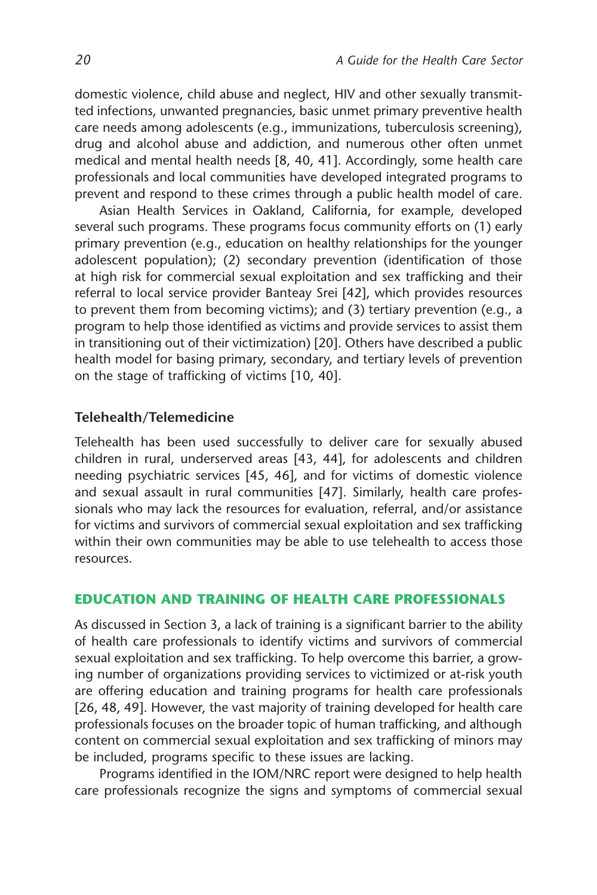domestic violence, child abuse and neglect, HIV and other sexually transmitted infections, unwanted pregnancies, basic unmet primary preventive health care needs among adolescents (e.g., immunizations, tuberculosis screening), drug and alcohol abuse and addiction, and numerous other often unmet medical and mental health needs [8, 40, 41]. Accordingly, some health care professionals and local communities have developed integrated programs to prevent and respond to these crimes through a public health model of care.

Asian Health Services in Oakland, California, for example, developed several such programs. These programs focus community efforts on (1) early primary prevention (e.g., education on healthy relationships for the younger adolescent population); (2) secondary prevention (identification of those at high risk for commercial sexual exploitation and sex trafficking and their referral to local service provider Banteay Srei [42], which provides resources to prevent them from becoming victims); and (3) tertiary prevention (e.g., a program to help those identified as victims and provide services to assist them in transitioning out of their victimization) [20]. Others have described a public health model for basing primary, secondary, and tertiary levels of prevention on the stage of trafficking of victims [10, 40].

### Telehealth/Telemedicine

Telehealth has been used successfully to deliver care for sexually abused children in rural, underserved areas [43, 44], for adolescents and children needing psychiatric services [45, 46], and for victims of domestic violence and sexual assault in rural communities [47]. Similarly, health care professionals who may lack the resources for evaluation, referral, and/or assistance for victims and survivors of commercial sexual exploitation and sex trafficking within their own communities may be able to use telehealth to access those resources.

## EDUCATION AND TRAINING OF HEALTH CARE PROFESSIONALS

As discussed in Section 3, a lack of training is a significant barrier to the ability of health care professionals to identify victims and survivors of commercial sexual exploitation and sex trafficking. To help overcome this barrier, a growing number of organizations providing services to victimized or at-risk youth are offering education and training programs for health care professionals [26, 48, 49]. However, the vast majority of training developed for health care professionals focuses on the broader topic of human trafficking, and although content on commercial sexual exploitation and sex trafficking of minors may be included, programs specific to these issues are lacking.

Programs identified in the IOM/NRC report were designed to help health care professionals recognize the signs and symptoms of commercial sexual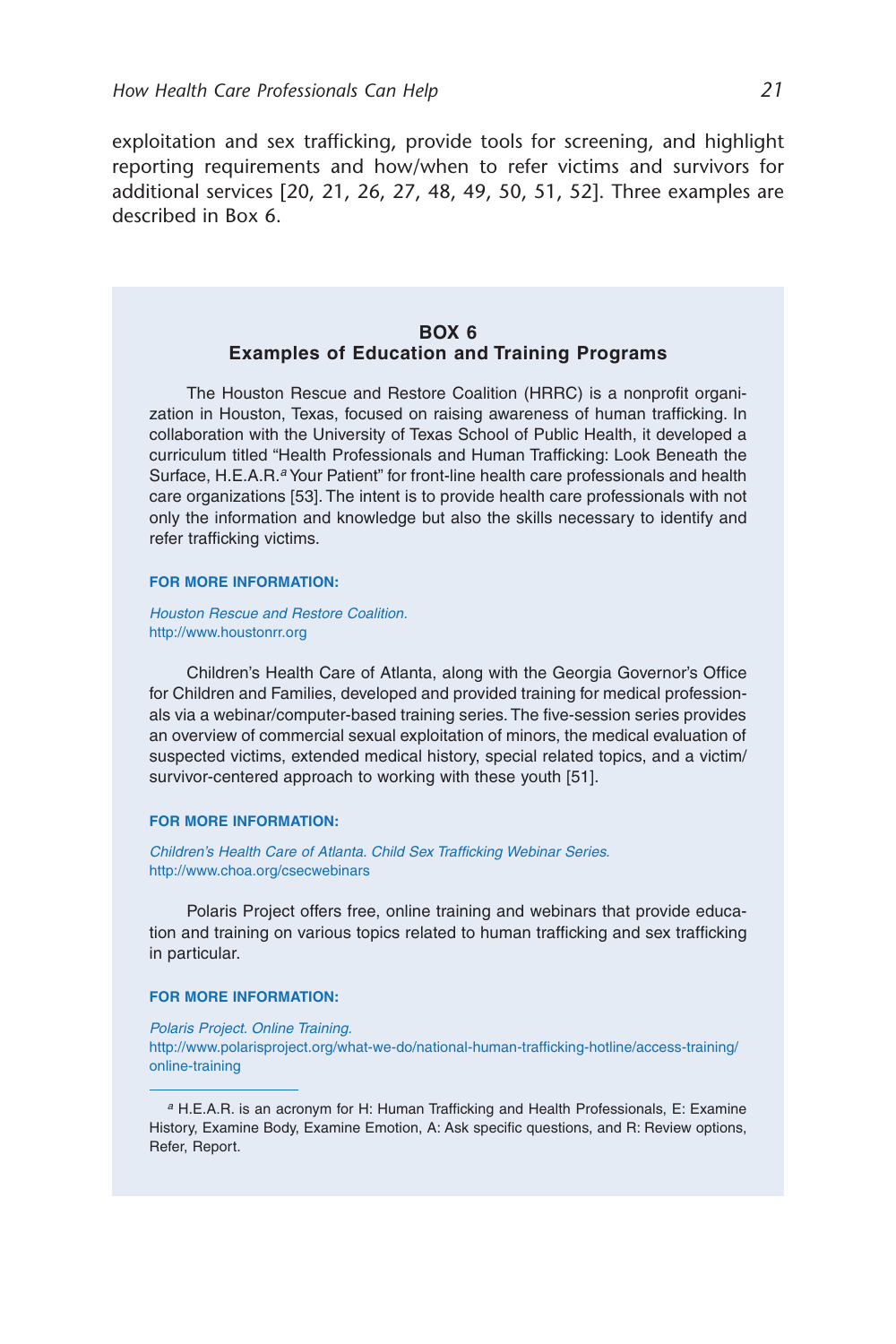exploitation and sex trafficking, provide tools for screening, and highlight reporting requirements and how/when to refer victims and survivors for additional services [20, 21, 26, 27, 48, 49, 50, 51, 52]. Three examples are described in Box 6.

### BOX 6
### Examples of Education and Training Programs

The Houston Rescue and Restore Coalition (HRRC) is a nonprofit organization in Houston, Texas, focused on raising awareness of human trafficking. In collaboration with the University of Texas School of Public Health, it developed a curriculum titled "Health Professionals and Human Trafficking: Look Beneath the Surface, H.E.A.R.[a] Your Patient" for front-line health care professionals and health care organizations [53]. The intent is to provide health care professionals with not only the information and knowledge but also the skills necessary to identify and refer trafficking victims.

**FOR MORE INFORMATION:**

*Houston Rescue and Restore Coalition.*
http://www.houstonrr.org

Children's Health Care of Atlanta, along with the Georgia Governor's Office for Children and Families, developed and provided training for medical professionals via a webinar/computer-based training series. The five-session series provides an overview of commercial sexual exploitation of minors, the medical evaluation of suspected victims, extended medical history, special related topics, and a victim/survivor-centered approach to working with these youth [51].

**FOR MORE INFORMATION:**

*Children's Health Care of Atlanta. Child Sex Trafficking Webinar Series.*
http://www.choa.org/csecwebinars

Polaris Project offers free, online training and webinars that provide education and training on various topics related to human trafficking and sex trafficking in particular.

**FOR MORE INFORMATION:**

*Polaris Project. Online Training.*
http://www.polarisproject.org/what-we-do/national-human-trafficking-hotline/access-training/online-training

---

[a] H.E.A.R. is an acronym for H: Human Trafficking and Health Professionals, E: Examine History, Examine Body, Examine Emotion, A: Ask specific questions, and R: Review options, Refer, Report.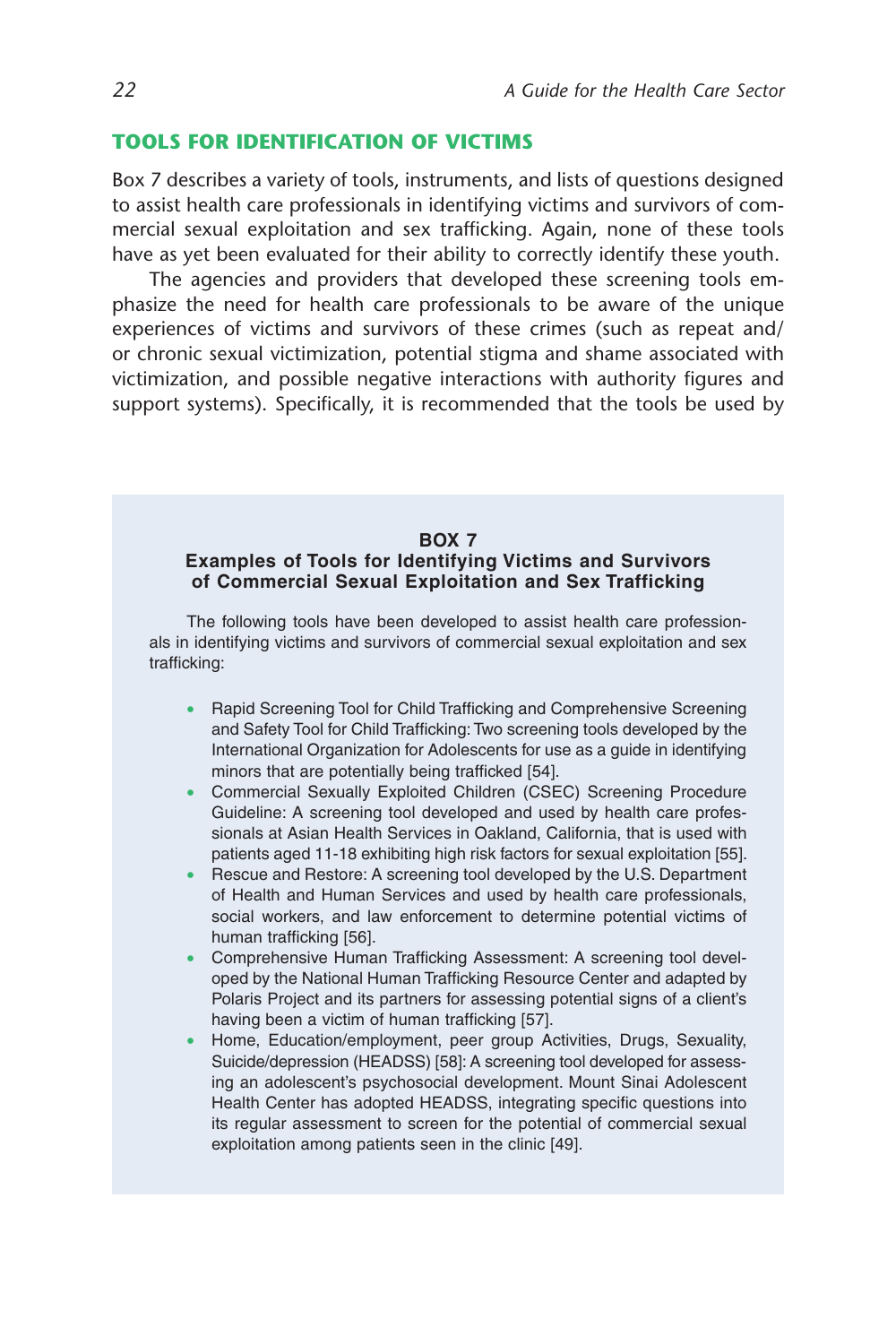## TOOLS FOR IDENTIFICATION OF VICTIMS

Box 7 describes a variety of tools, instruments, and lists of questions designed to assist health care professionals in identifying victims and survivors of commercial sexual exploitation and sex trafficking. Again, none of these tools have as yet been evaluated for their ability to correctly identify these youth.

The agencies and providers that developed these screening tools emphasize the need for health care professionals to be aware of the unique experiences of victims and survivors of these crimes (such as repeat and/or chronic sexual victimization, potential stigma and shame associated with victimization, and possible negative interactions with authority figures and support systems). Specifically, it is recommended that the tools be used by

**BOX 7**
**Examples of Tools for Identifying Victims and Survivors of Commercial Sexual Exploitation and Sex Trafficking**

The following tools have been developed to assist health care professionals in identifying victims and survivors of commercial sexual exploitation and sex trafficking:

- Rapid Screening Tool for Child Trafficking and Comprehensive Screening and Safety Tool for Child Trafficking: Two screening tools developed by the International Organization for Adolescents for use as a guide in identifying minors that are potentially being trafficked [54].
- Commercial Sexually Exploited Children (CSEC) Screening Procedure Guideline: A screening tool developed and used by health care professionals at Asian Health Services in Oakland, California, that is used with patients aged 11-18 exhibiting high risk factors for sexual exploitation [55].
- Rescue and Restore: A screening tool developed by the U.S. Department of Health and Human Services and used by health care professionals, social workers, and law enforcement to determine potential victims of human trafficking [56].
- Comprehensive Human Trafficking Assessment: A screening tool developed by the National Human Trafficking Resource Center and adapted by Polaris Project and its partners for assessing potential signs of a client's having been a victim of human trafficking [57].
- Home, Education/employment, peer group Activities, Drugs, Sexuality, Suicide/depression (HEADSS) [58]: A screening tool developed for assessing an adolescent's psychosocial development. Mount Sinai Adolescent Health Center has adopted HEADSS, integrating specific questions into its regular assessment to screen for the potential of commercial sexual exploitation among patients seen in the clinic [49].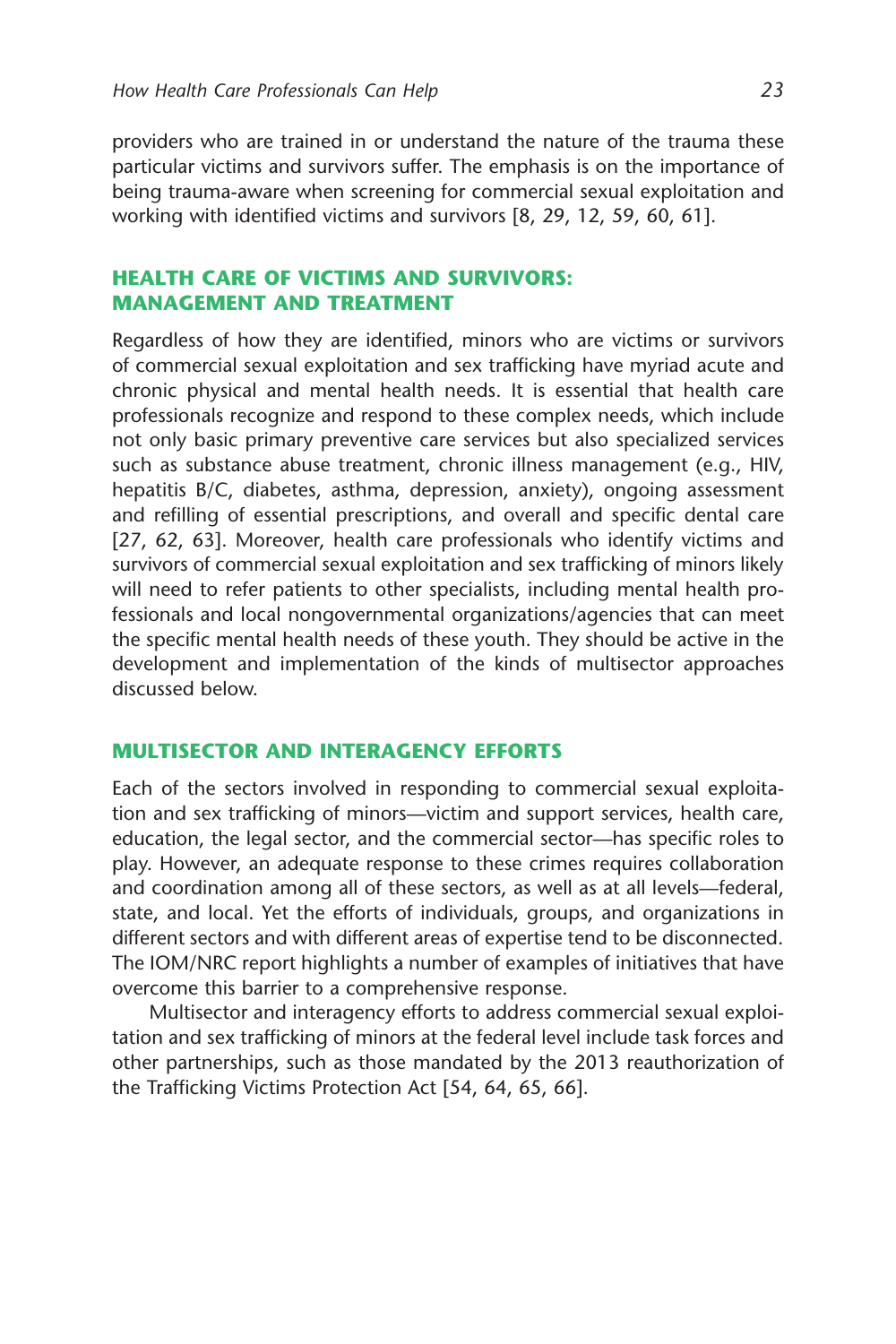providers who are trained in or understand the nature of the trauma these particular victims and survivors suffer. The emphasis is on the importance of being trauma-aware when screening for commercial sexual exploitation and working with identified victims and survivors [8, 29, 12, 59, 60, 61].

## HEALTH CARE OF VICTIMS AND SURVIVORS: MANAGEMENT AND TREATMENT

Regardless of how they are identified, minors who are victims or survivors of commercial sexual exploitation and sex trafficking have myriad acute and chronic physical and mental health needs. It is essential that health care professionals recognize and respond to these complex needs, which include not only basic primary preventive care services but also specialized services such as substance abuse treatment, chronic illness management (e.g., HIV, hepatitis B/C, diabetes, asthma, depression, anxiety), ongoing assessment and refilling of essential prescriptions, and overall and specific dental care [27, 62, 63]. Moreover, health care professionals who identify victims and survivors of commercial sexual exploitation and sex trafficking of minors likely will need to refer patients to other specialists, including mental health professionals and local nongovernmental organizations/agencies that can meet the specific mental health needs of these youth. They should be active in the development and implementation of the kinds of multisector approaches discussed below.

## MULTISECTOR AND INTERAGENCY EFFORTS

Each of the sectors involved in responding to commercial sexual exploitation and sex trafficking of minors—victim and support services, health care, education, the legal sector, and the commercial sector—has specific roles to play. However, an adequate response to these crimes requires collaboration and coordination among all of these sectors, as well as at all levels—federal, state, and local. Yet the efforts of individuals, groups, and organizations in different sectors and with different areas of expertise tend to be disconnected. The IOM/NRC report highlights a number of examples of initiatives that have overcome this barrier to a comprehensive response.

Multisector and interagency efforts to address commercial sexual exploitation and sex trafficking of minors at the federal level include task forces and other partnerships, such as those mandated by the 2013 reauthorization of the Trafficking Victims Protection Act [54, 64, 65, 66].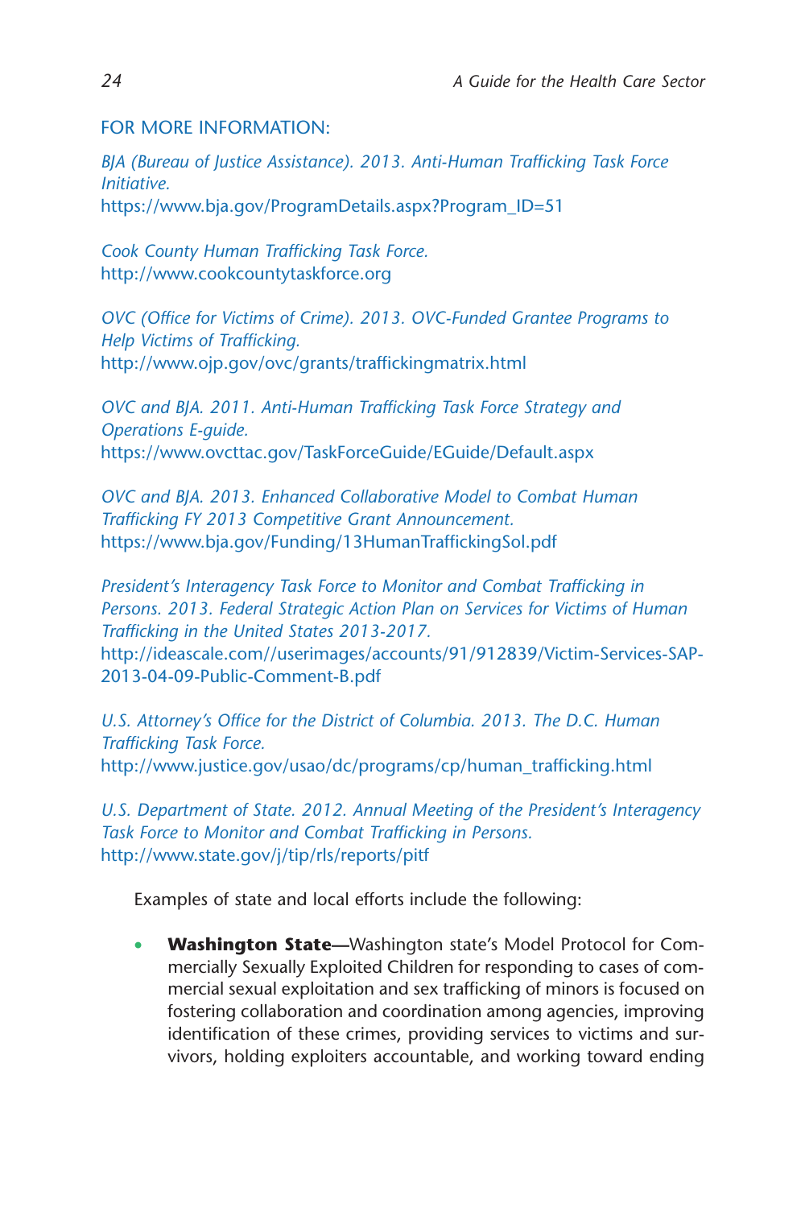FOR MORE INFORMATION:

*BJA (Bureau of Justice Assistance). 2013. Anti-Human Trafficking Task Force Initiative.*
https://www.bja.gov/ProgramDetails.aspx?Program_ID=51

*Cook County Human Trafficking Task Force.*
http://www.cookcountytaskforce.org

*OVC (Office for Victims of Crime). 2013. OVC-Funded Grantee Programs to Help Victims of Trafficking.*
http://www.ojp.gov/ovc/grants/traffickingmatrix.html

*OVC and BJA. 2011. Anti-Human Trafficking Task Force Strategy and Operations E-guide.*
https://www.ovcttac.gov/TaskForceGuide/EGuide/Default.aspx

*OVC and BJA. 2013. Enhanced Collaborative Model to Combat Human Trafficking FY 2013 Competitive Grant Announcement.*
https://www.bja.gov/Funding/13HumanTraffickingSol.pdf

*President's Interagency Task Force to Monitor and Combat Trafficking in Persons. 2013. Federal Strategic Action Plan on Services for Victims of Human Trafficking in the United States 2013-2017.*
http://ideascale.com//userimages/accounts/91/912839/Victim-Services-SAP-2013-04-09-Public-Comment-B.pdf

*U.S. Attorney's Office for the District of Columbia. 2013. The D.C. Human Trafficking Task Force.*
http://www.justice.gov/usao/dc/programs/cp/human_trafficking.html

*U.S. Department of State. 2012. Annual Meeting of the President's Interagency Task Force to Monitor and Combat Trafficking in Persons.*
http://www.state.gov/j/tip/rls/reports/pitf

Examples of state and local efforts include the following:

- **Washington State**—Washington state's Model Protocol for Commercially Sexually Exploited Children for responding to cases of commercial sexual exploitation and sex trafficking of minors is focused on fostering collaboration and coordination among agencies, improving identification of these crimes, providing services to victims and survivors, holding exploiters accountable, and working toward ending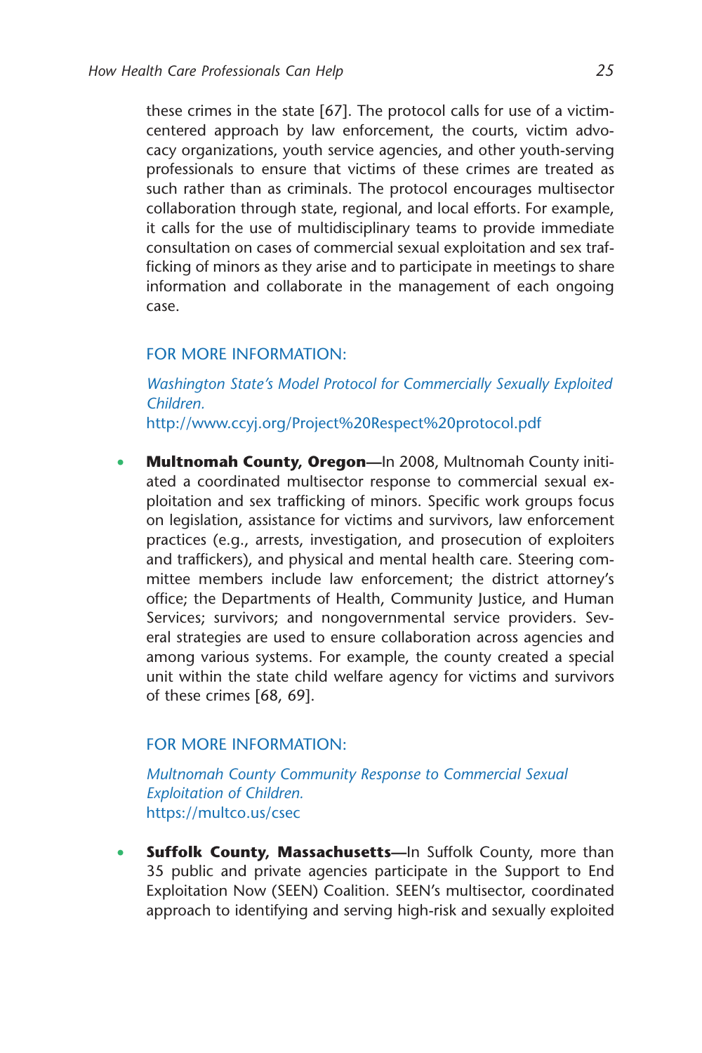these crimes in the state [67]. The protocol calls for use of a victim-centered approach by law enforcement, the courts, victim advocacy organizations, youth service agencies, and other youth-serving professionals to ensure that victims of these crimes are treated as such rather than as criminals. The protocol encourages multisector collaboration through state, regional, and local efforts. For example, it calls for the use of multidisciplinary teams to provide immediate consultation on cases of commercial sexual exploitation and sex trafficking of minors as they arise and to participate in meetings to share information and collaborate in the management of each ongoing case.

FOR MORE INFORMATION:

*Washington State's Model Protocol for Commercially Sexually Exploited Children.*
http://www.ccyj.org/Project%20Respect%20protocol.pdf

- **Multnomah County, Oregon**—In 2008, Multnomah County initiated a coordinated multisector response to commercial sexual exploitation and sex trafficking of minors. Specific work groups focus on legislation, assistance for victims and survivors, law enforcement practices (e.g., arrests, investigation, and prosecution of exploiters and traffickers), and physical and mental health care. Steering committee members include law enforcement; the district attorney's office; the Departments of Health, Community Justice, and Human Services; survivors; and nongovernmental service providers. Several strategies are used to ensure collaboration across agencies and among various systems. For example, the county created a special unit within the state child welfare agency for victims and survivors of these crimes [68, 69].

FOR MORE INFORMATION:

*Multnomah County Community Response to Commercial Sexual Exploitation of Children.*
https://multco.us/csec

- **Suffolk County, Massachusetts**—In Suffolk County, more than 35 public and private agencies participate in the Support to End Exploitation Now (SEEN) Coalition. SEEN's multisector, coordinated approach to identifying and serving high-risk and sexually exploited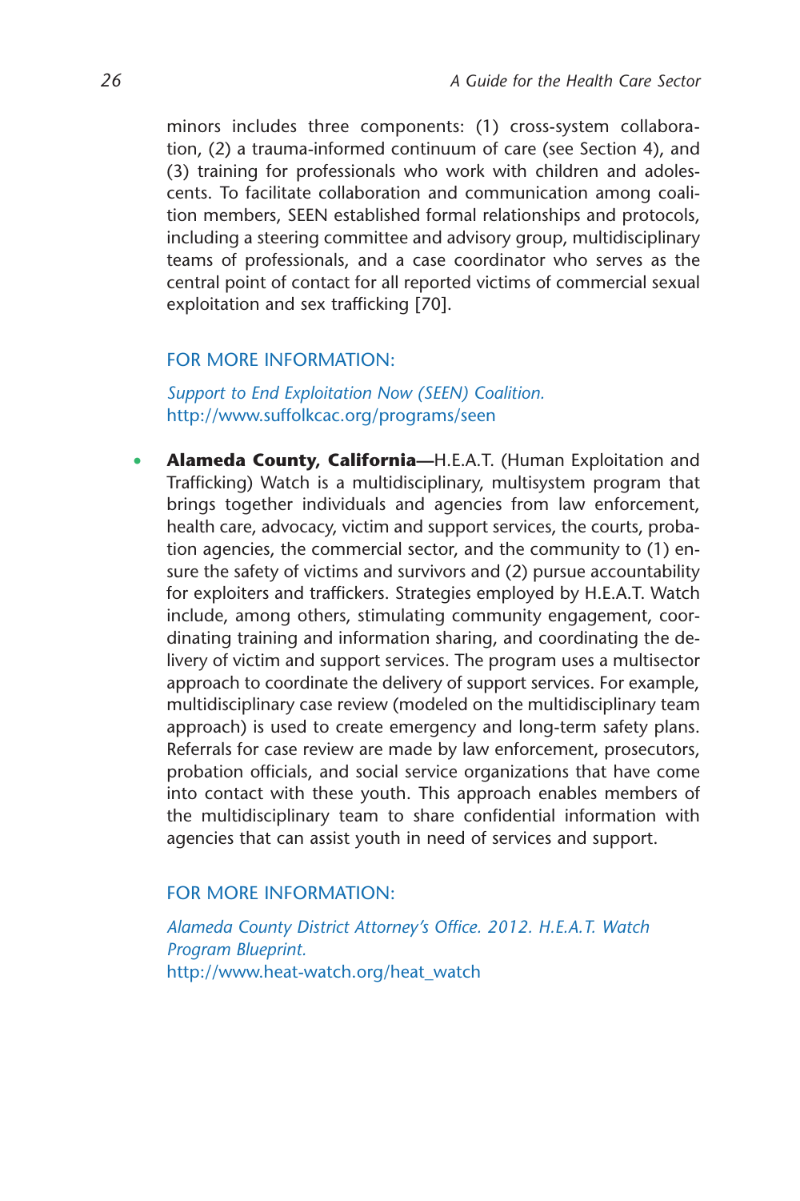minors includes three components: (1) cross-system collaboration, (2) a trauma-informed continuum of care (see Section 4), and (3) training for professionals who work with children and adolescents. To facilitate collaboration and communication among coalition members, SEEN established formal relationships and protocols, including a steering committee and advisory group, multidisciplinary teams of professionals, and a case coordinator who serves as the central point of contact for all reported victims of commercial sexual exploitation and sex trafficking [70].

FOR MORE INFORMATION:

*Support to End Exploitation Now (SEEN) Coalition.*
http://www.suffolkcac.org/programs/seen

- **Alameda County, California—**H.E.A.T. (Human Exploitation and Trafficking) Watch is a multidisciplinary, multisystem program that brings together individuals and agencies from law enforcement, health care, advocacy, victim and support services, the courts, probation agencies, the commercial sector, and the community to (1) ensure the safety of victims and survivors and (2) pursue accountability for exploiters and traffickers. Strategies employed by H.E.A.T. Watch include, among others, stimulating community engagement, coordinating training and information sharing, and coordinating the delivery of victim and support services. The program uses a multisector approach to coordinate the delivery of support services. For example, multidisciplinary case review (modeled on the multidisciplinary team approach) is used to create emergency and long-term safety plans. Referrals for case review are made by law enforcement, prosecutors, probation officials, and social service organizations that have come into contact with these youth. This approach enables members of the multidisciplinary team to share confidential information with agencies that can assist youth in need of services and support.

FOR MORE INFORMATION:

*Alameda County District Attorney's Office. 2012. H.E.A.T. Watch Program Blueprint.*
http://www.heat-watch.org/heat_watch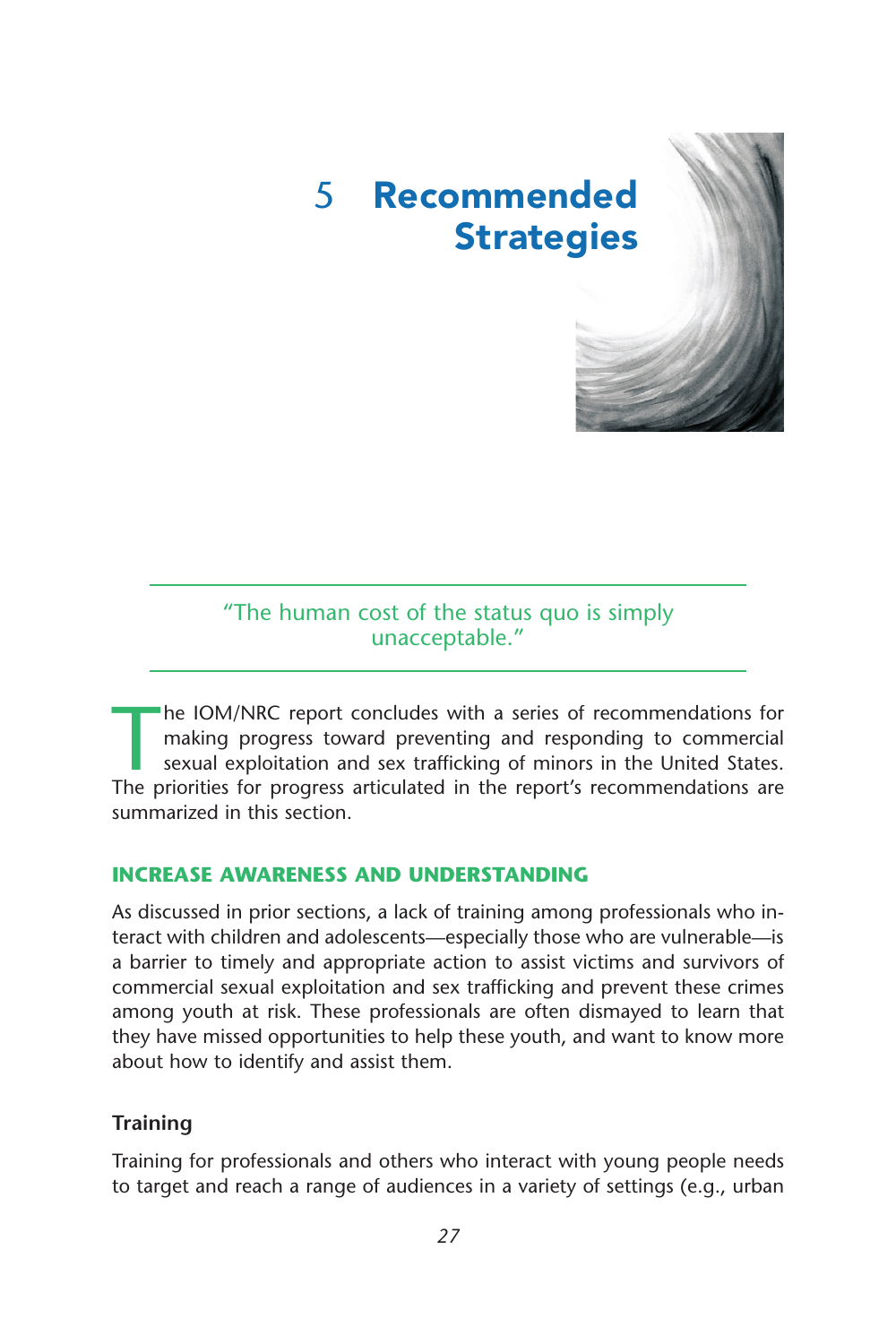# 5 Recommended Strategies

> "The human cost of the status quo is simply unacceptable."

The IOM/NRC report concludes with a series of recommendations for making progress toward preventing and responding to commercial sexual exploitation and sex trafficking of minors in the United States. The priorities for progress articulated in the report's recommendations are summarized in this section.

## INCREASE AWARENESS AND UNDERSTANDING

As discussed in prior sections, a lack of training among professionals who interact with children and adolescents—especially those who are vulnerable—is a barrier to timely and appropriate action to assist victims and survivors of commercial sexual exploitation and sex trafficking and prevent these crimes among youth at risk. These professionals are often dismayed to learn that they have missed opportunities to help these youth, and want to know more about how to identify and assist them.

### Training

Training for professionals and others who interact with young people needs to target and reach a range of audiences in a variety of settings (e.g., urban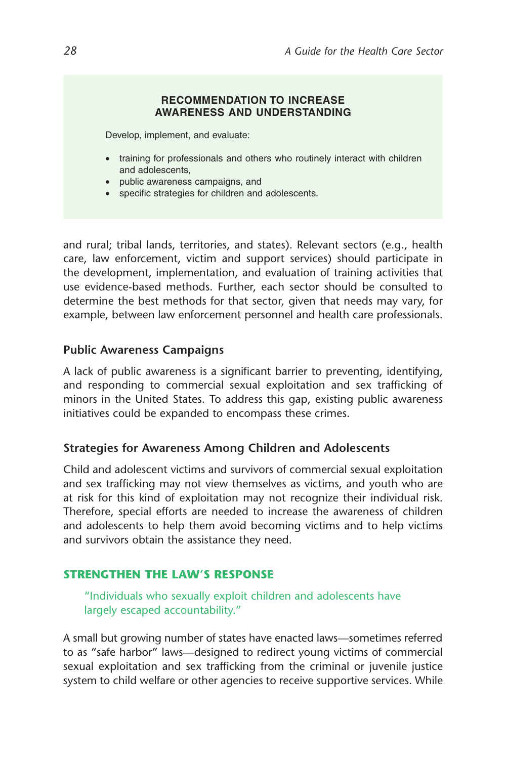**RECOMMENDATION TO INCREASE AWARENESS AND UNDERSTANDING**

Develop, implement, and evaluate:

- training for professionals and others who routinely interact with children and adolescents,
- public awareness campaigns, and
- specific strategies for children and adolescents.

and rural; tribal lands, territories, and states). Relevant sectors (e.g., health care, law enforcement, victim and support services) should participate in the development, implementation, and evaluation of training activities that use evidence-based methods. Further, each sector should be consulted to determine the best methods for that sector, given that needs may vary, for example, between law enforcement personnel and health care professionals.

### Public Awareness Campaigns

A lack of public awareness is a significant barrier to preventing, identifying, and responding to commercial sexual exploitation and sex trafficking of minors in the United States. To address this gap, existing public awareness initiatives could be expanded to encompass these crimes.

### Strategies for Awareness Among Children and Adolescents

Child and adolescent victims and survivors of commercial sexual exploitation and sex trafficking may not view themselves as victims, and youth who are at risk for this kind of exploitation may not recognize their individual risk. Therefore, special efforts are needed to increase the awareness of children and adolescents to help them avoid becoming victims and to help victims and survivors obtain the assistance they need.

## STRENGTHEN THE LAW'S RESPONSE

> "Individuals who sexually exploit children and adolescents have largely escaped accountability."

A small but growing number of states have enacted laws—sometimes referred to as "safe harbor" laws—designed to redirect young victims of commercial sexual exploitation and sex trafficking from the criminal or juvenile justice system to child welfare or other agencies to receive supportive services. While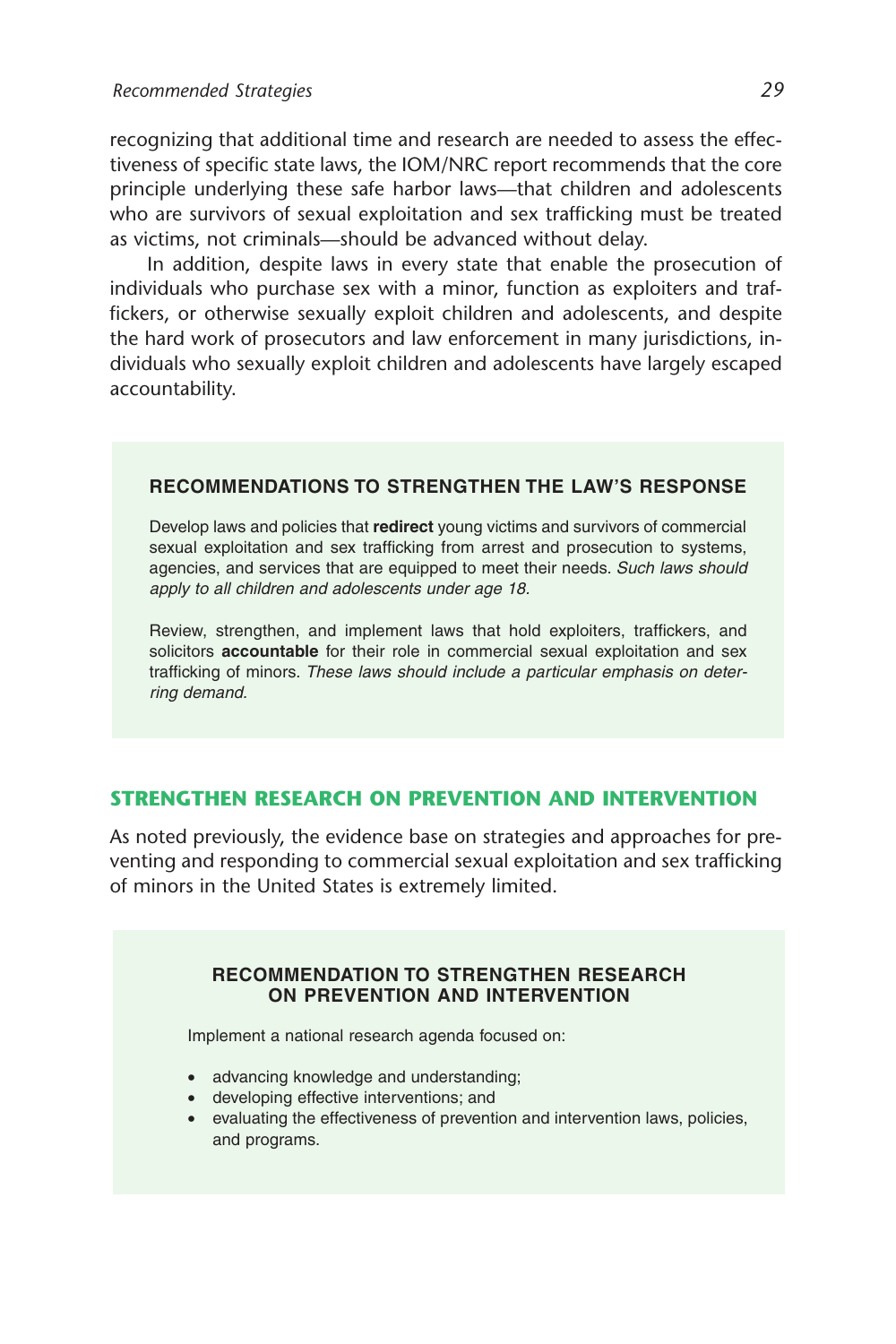recognizing that additional time and research are needed to assess the effectiveness of specific state laws, the IOM/NRC report recommends that the core principle underlying these safe harbor laws—that children and adolescents who are survivors of sexual exploitation and sex trafficking must be treated as victims, not criminals—should be advanced without delay.

In addition, despite laws in every state that enable the prosecution of individuals who purchase sex with a minor, function as exploiters and traffickers, or otherwise sexually exploit children and adolescents, and despite the hard work of prosecutors and law enforcement in many jurisdictions, individuals who sexually exploit children and adolescents have largely escaped accountability.

### RECOMMENDATIONS TO STRENGTHEN THE LAW'S RESPONSE

Develop laws and policies that **redirect** young victims and survivors of commercial sexual exploitation and sex trafficking from arrest and prosecution to systems, agencies, and services that are equipped to meet their needs. *Such laws should apply to all children and adolescents under age 18.*

Review, strengthen, and implement laws that hold exploiters, traffickers, and solicitors **accountable** for their role in commercial sexual exploitation and sex trafficking of minors. *These laws should include a particular emphasis on deterring demand.*

## STRENGTHEN RESEARCH ON PREVENTION AND INTERVENTION

As noted previously, the evidence base on strategies and approaches for preventing and responding to commercial sexual exploitation and sex trafficking of minors in the United States is extremely limited.

### RECOMMENDATION TO STRENGTHEN RESEARCH ON PREVENTION AND INTERVENTION

Implement a national research agenda focused on:

- advancing knowledge and understanding;
- developing effective interventions; and
- evaluating the effectiveness of prevention and intervention laws, policies, and programs.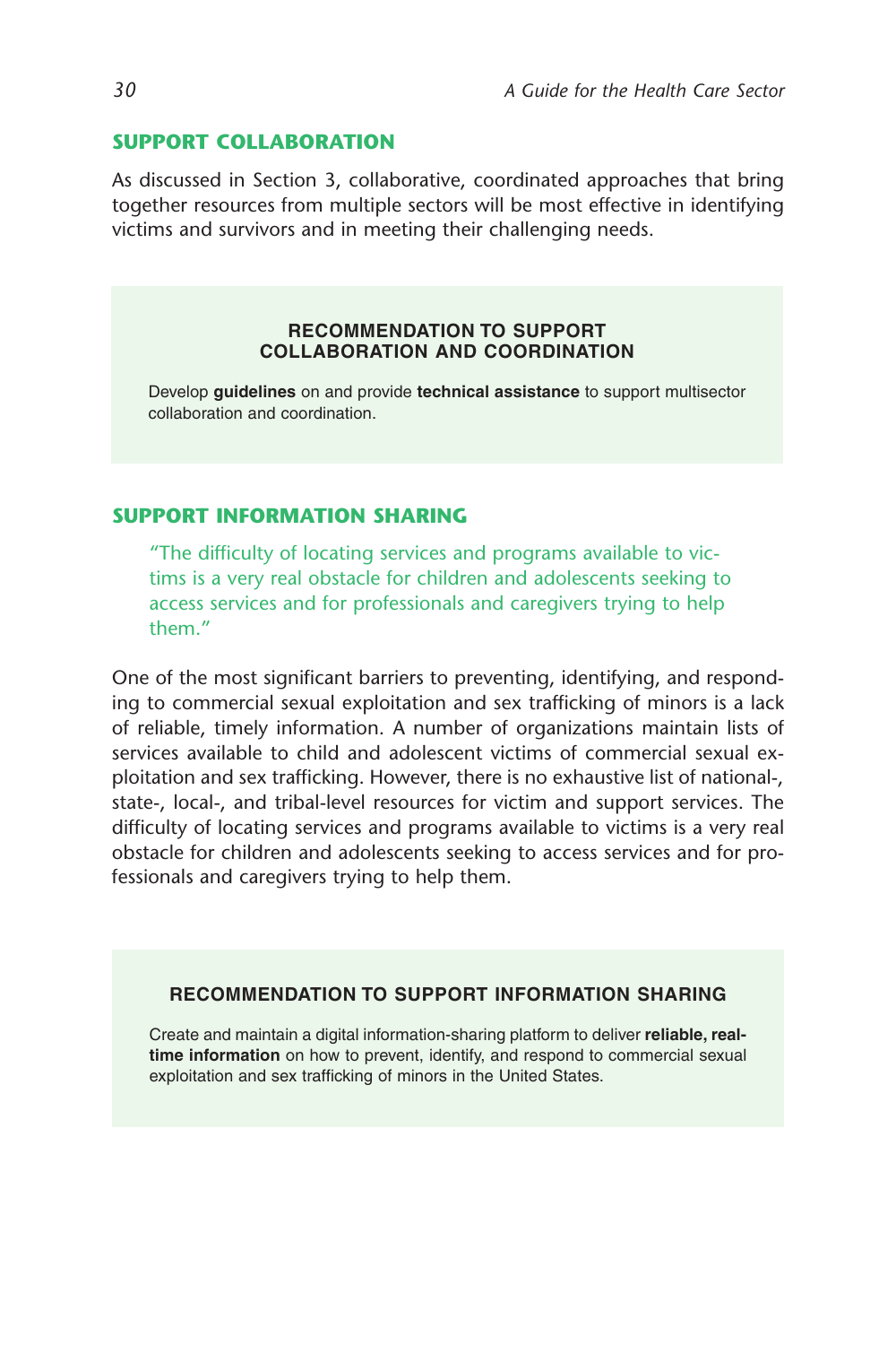## SUPPORT COLLABORATION

As discussed in Section 3, collaborative, coordinated approaches that bring together resources from multiple sectors will be most effective in identifying victims and survivors and in meeting their challenging needs.

> **RECOMMENDATION TO SUPPORT COLLABORATION AND COORDINATION**
>
> Develop **guidelines** on and provide **technical assistance** to support multisector collaboration and coordination.

## SUPPORT INFORMATION SHARING

> "The difficulty of locating services and programs available to victims is a very real obstacle for children and adolescents seeking to access services and for professionals and caregivers trying to help them."

One of the most significant barriers to preventing, identifying, and responding to commercial sexual exploitation and sex trafficking of minors is a lack of reliable, timely information. A number of organizations maintain lists of services available to child and adolescent victims of commercial sexual exploitation and sex trafficking. However, there is no exhaustive list of national-, state-, local-, and tribal-level resources for victim and support services. The difficulty of locating services and programs available to victims is a very real obstacle for children and adolescents seeking to access services and for professionals and caregivers trying to help them.

> **RECOMMENDATION TO SUPPORT INFORMATION SHARING**
>
> Create and maintain a digital information-sharing platform to deliver **reliable, real-time information** on how to prevent, identify, and respond to commercial sexual exploitation and sex trafficking of minors in the United States.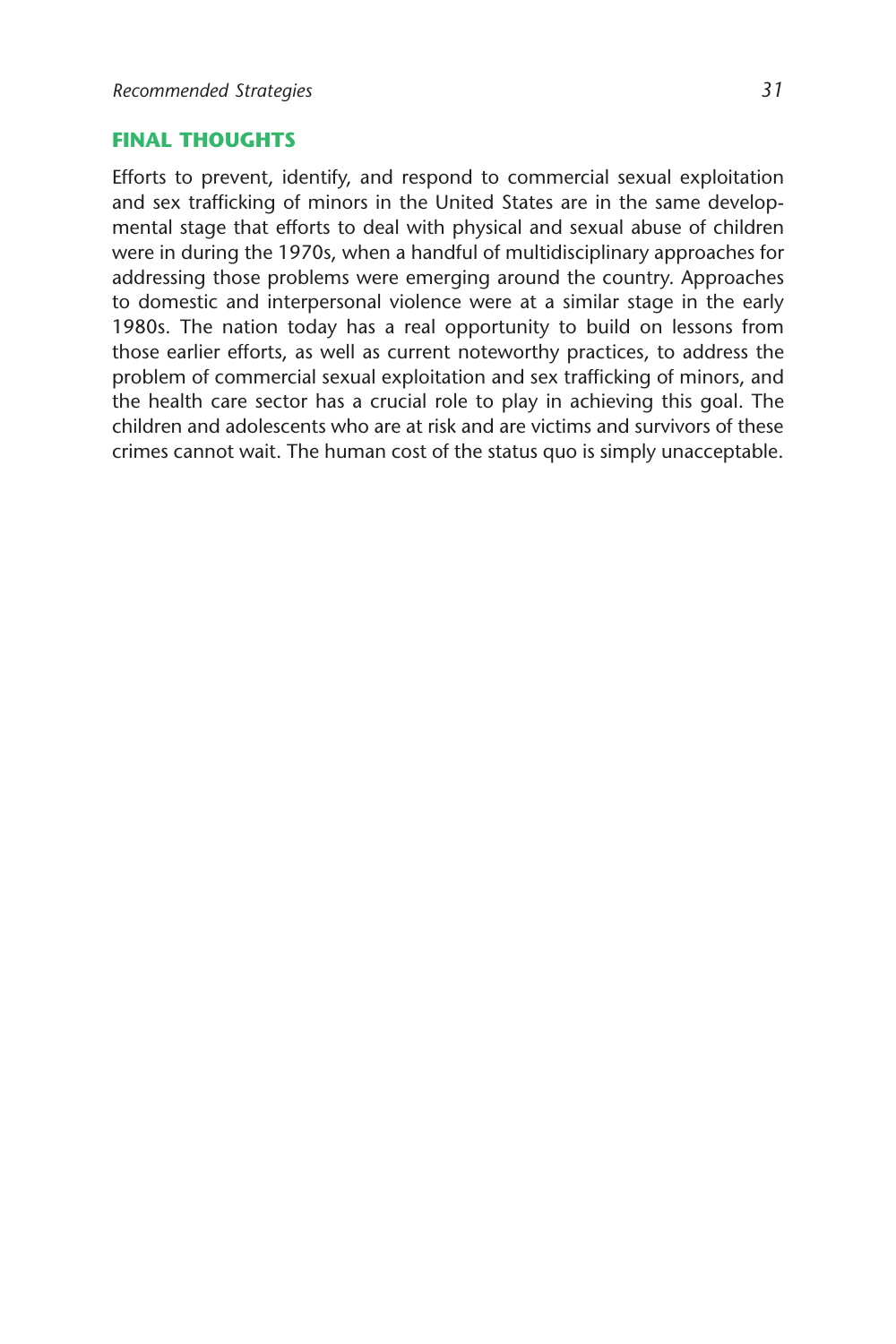## FINAL THOUGHTS

Efforts to prevent, identify, and respond to commercial sexual exploitation and sex trafficking of minors in the United States are in the same developmental stage that efforts to deal with physical and sexual abuse of children were in during the 1970s, when a handful of multidisciplinary approaches for addressing those problems were emerging around the country. Approaches to domestic and interpersonal violence were at a similar stage in the early 1980s. The nation today has a real opportunity to build on lessons from those earlier efforts, as well as current noteworthy practices, to address the problem of commercial sexual exploitation and sex trafficking of minors, and the health care sector has a crucial role to play in achieving this goal. The children and adolescents who are at risk and are victims and survivors of these crimes cannot wait. The human cost of the status quo is simply unacceptable.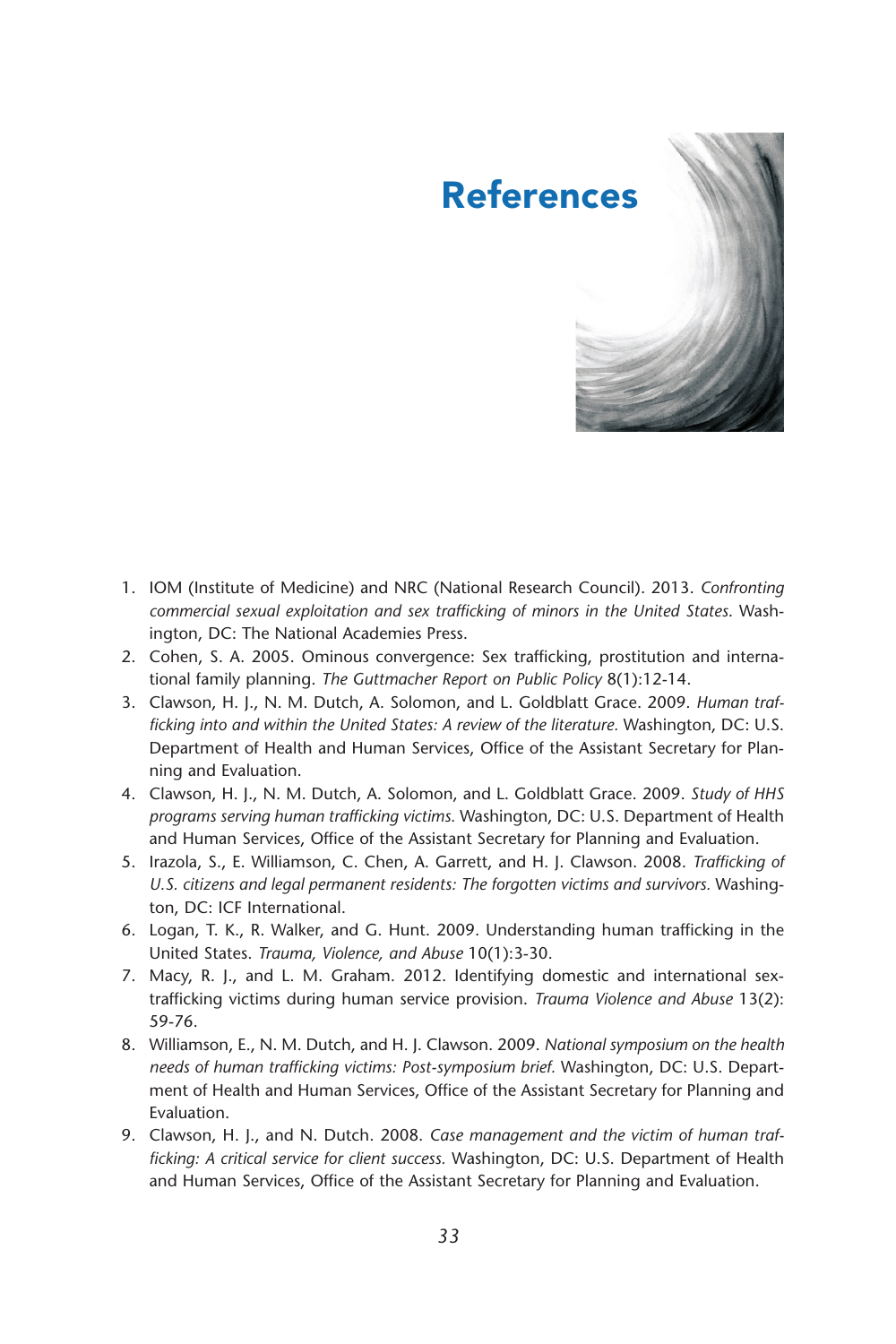# References

1. IOM (Institute of Medicine) and NRC (National Research Council). 2013. *Confronting commercial sexual exploitation and sex trafficking of minors in the United States*. Washington, DC: The National Academies Press.
2. Cohen, S. A. 2005. Ominous convergence: Sex trafficking, prostitution and international family planning. *The Guttmacher Report on Public Policy* 8(1):12-14.
3. Clawson, H. J., N. M. Dutch, A. Solomon, and L. Goldblatt Grace. 2009. *Human trafficking into and within the United States: A review of the literature.* Washington, DC: U.S. Department of Health and Human Services, Office of the Assistant Secretary for Planning and Evaluation.
4. Clawson, H. J., N. M. Dutch, A. Solomon, and L. Goldblatt Grace. 2009. *Study of HHS programs serving human trafficking victims.* Washington, DC: U.S. Department of Health and Human Services, Office of the Assistant Secretary for Planning and Evaluation.
5. Irazola, S., E. Williamson, C. Chen, A. Garrett, and H. J. Clawson. 2008. *Trafficking of U.S. citizens and legal permanent residents: The forgotten victims and survivors.* Washington, DC: ICF International.
6. Logan, T. K., R. Walker, and G. Hunt. 2009. Understanding human trafficking in the United States. *Trauma, Violence, and Abuse* 10(1):3-30.
7. Macy, R. J., and L. M. Graham. 2012. Identifying domestic and international sex-trafficking victims during human service provision. *Trauma Violence and Abuse* 13(2): 59-76.
8. Williamson, E., N. M. Dutch, and H. J. Clawson. 2009. *National symposium on the health needs of human trafficking victims: Post-symposium brief.* Washington, DC: U.S. Department of Health and Human Services, Office of the Assistant Secretary for Planning and Evaluation.
9. Clawson, H. J., and N. Dutch. 2008. *Case management and the victim of human trafficking: A critical service for client success.* Washington, DC: U.S. Department of Health and Human Services, Office of the Assistant Secretary for Planning and Evaluation.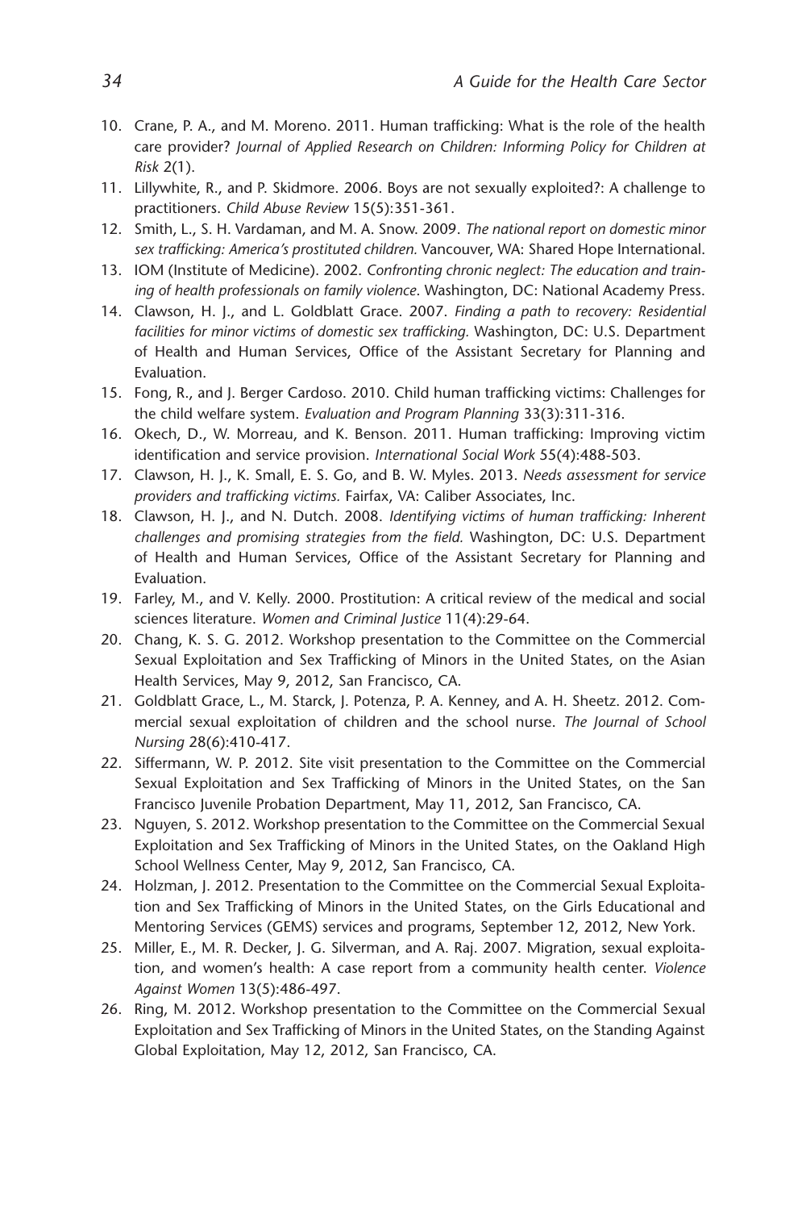10. Crane, P. A., and M. Moreno. 2011. Human trafficking: What is the role of the health care provider? *Journal of Applied Research on Children: Informing Policy for Children at Risk* 2(1).
11. Lillywhite, R., and P. Skidmore. 2006. Boys are not sexually exploited?: A challenge to practitioners. *Child Abuse Review* 15(5):351-361.
12. Smith, L., S. H. Vardaman, and M. A. Snow. 2009. *The national report on domestic minor sex trafficking: America's prostituted children.* Vancouver, WA: Shared Hope International.
13. IOM (Institute of Medicine). 2002. *Confronting chronic neglect: The education and training of health professionals on family violence*. Washington, DC: National Academy Press.
14. Clawson, H. J., and L. Goldblatt Grace. 2007. *Finding a path to recovery: Residential facilities for minor victims of domestic sex trafficking.* Washington, DC: U.S. Department of Health and Human Services, Office of the Assistant Secretary for Planning and Evaluation.
15. Fong, R., and J. Berger Cardoso. 2010. Child human trafficking victims: Challenges for the child welfare system. *Evaluation and Program Planning* 33(3):311-316.
16. Okech, D., W. Morreau, and K. Benson. 2011. Human trafficking: Improving victim identification and service provision. *International Social Work* 55(4):488-503.
17. Clawson, H. J., K. Small, E. S. Go, and B. W. Myles. 2013. *Needs assessment for service providers and trafficking victims.* Fairfax, VA: Caliber Associates, Inc.
18. Clawson, H. J., and N. Dutch. 2008. *Identifying victims of human trafficking: Inherent challenges and promising strategies from the field.* Washington, DC: U.S. Department of Health and Human Services, Office of the Assistant Secretary for Planning and Evaluation.
19. Farley, M., and V. Kelly. 2000. Prostitution: A critical review of the medical and social sciences literature. *Women and Criminal Justice* 11(4):29-64.
20. Chang, K. S. G. 2012. Workshop presentation to the Committee on the Commercial Sexual Exploitation and Sex Trafficking of Minors in the United States, on the Asian Health Services, May 9, 2012, San Francisco, CA.
21. Goldblatt Grace, L., M. Starck, J. Potenza, P. A. Kenney, and A. H. Sheetz. 2012. Commercial sexual exploitation of children and the school nurse. *The Journal of School Nursing* 28(6):410-417.
22. Siffermann, W. P. 2012. Site visit presentation to the Committee on the Commercial Sexual Exploitation and Sex Trafficking of Minors in the United States, on the San Francisco Juvenile Probation Department, May 11, 2012, San Francisco, CA.
23. Nguyen, S. 2012. Workshop presentation to the Committee on the Commercial Sexual Exploitation and Sex Trafficking of Minors in the United States, on the Oakland High School Wellness Center, May 9, 2012, San Francisco, CA.
24. Holzman, J. 2012. Presentation to the Committee on the Commercial Sexual Exploitation and Sex Trafficking of Minors in the United States, on the Girls Educational and Mentoring Services (GEMS) services and programs, September 12, 2012, New York.
25. Miller, E., M. R. Decker, J. G. Silverman, and A. Raj. 2007. Migration, sexual exploitation, and women's health: A case report from a community health center. *Violence Against Women* 13(5):486-497.
26. Ring, M. 2012. Workshop presentation to the Committee on the Commercial Sexual Exploitation and Sex Trafficking of Minors in the United States, on the Standing Against Global Exploitation, May 12, 2012, San Francisco, CA.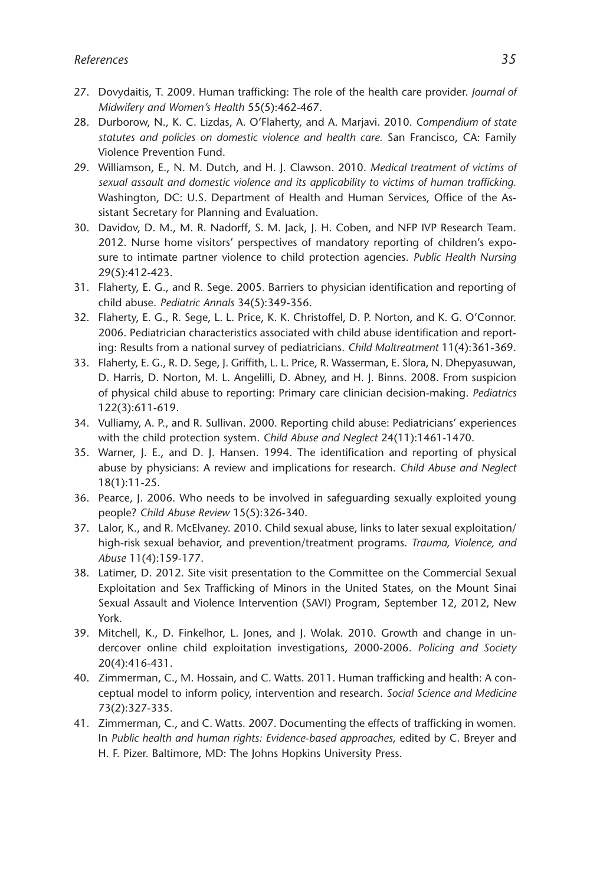27. Dovydaitis, T. 2009. Human trafficking: The role of the health care provider. *Journal of Midwifery and Women's Health* 55(5):462-467.
28. Durborow, N., K. C. Lizdas, A. O'Flaherty, and A. Marjavi. 2010. *Compendium of state statutes and policies on domestic violence and health care.* San Francisco, CA: Family Violence Prevention Fund.
29. Williamson, E., N. M. Dutch, and H. J. Clawson. 2010. *Medical treatment of victims of sexual assault and domestic violence and its applicability to victims of human trafficking.* Washington, DC: U.S. Department of Health and Human Services, Office of the Assistant Secretary for Planning and Evaluation.
30. Davidov, D. M., M. R. Nadorff, S. M. Jack, J. H. Coben, and NFP IVP Research Team. 2012. Nurse home visitors' perspectives of mandatory reporting of children's exposure to intimate partner violence to child protection agencies. *Public Health Nursing* 29(5):412-423.
31. Flaherty, E. G., and R. Sege. 2005. Barriers to physician identification and reporting of child abuse. *Pediatric Annals* 34(5):349-356.
32. Flaherty, E. G., R. Sege, L. L. Price, K. K. Christoffel, D. P. Norton, and K. G. O'Connor. 2006. Pediatrician characteristics associated with child abuse identification and reporting: Results from a national survey of pediatricians. *Child Maltreatment* 11(4):361-369.
33. Flaherty, E. G., R. D. Sege, J. Griffith, L. L. Price, R. Wasserman, E. Slora, N. Dhepyasuwan, D. Harris, D. Norton, M. L. Angelilli, D. Abney, and H. J. Binns. 2008. From suspicion of physical child abuse to reporting: Primary care clinician decision-making. *Pediatrics* 122(3):611-619.
34. Vulliamy, A. P., and R. Sullivan. 2000. Reporting child abuse: Pediatricians' experiences with the child protection system. *Child Abuse and Neglect* 24(11):1461-1470.
35. Warner, J. E., and D. J. Hansen. 1994. The identification and reporting of physical abuse by physicians: A review and implications for research. *Child Abuse and Neglect* 18(1):11-25.
36. Pearce, J. 2006. Who needs to be involved in safeguarding sexually exploited young people? *Child Abuse Review* 15(5):326-340.
37. Lalor, K., and R. McElvaney. 2010. Child sexual abuse, links to later sexual exploitation/high-risk sexual behavior, and prevention/treatment programs. *Trauma, Violence, and Abuse* 11(4):159-177.
38. Latimer, D. 2012. Site visit presentation to the Committee on the Commercial Sexual Exploitation and Sex Trafficking of Minors in the United States, on the Mount Sinai Sexual Assault and Violence Intervention (SAVI) Program, September 12, 2012, New York.
39. Mitchell, K., D. Finkelhor, L. Jones, and J. Wolak. 2010. Growth and change in undercover online child exploitation investigations, 2000-2006. *Policing and Society* 20(4):416-431.
40. Zimmerman, C., M. Hossain, and C. Watts. 2011. Human trafficking and health: A conceptual model to inform policy, intervention and research. *Social Science and Medicine* 73(2):327-335.
41. Zimmerman, C., and C. Watts. 2007. Documenting the effects of trafficking in women. In *Public health and human rights: Evidence-based approaches*, edited by C. Breyer and H. F. Pizer. Baltimore, MD: The Johns Hopkins University Press.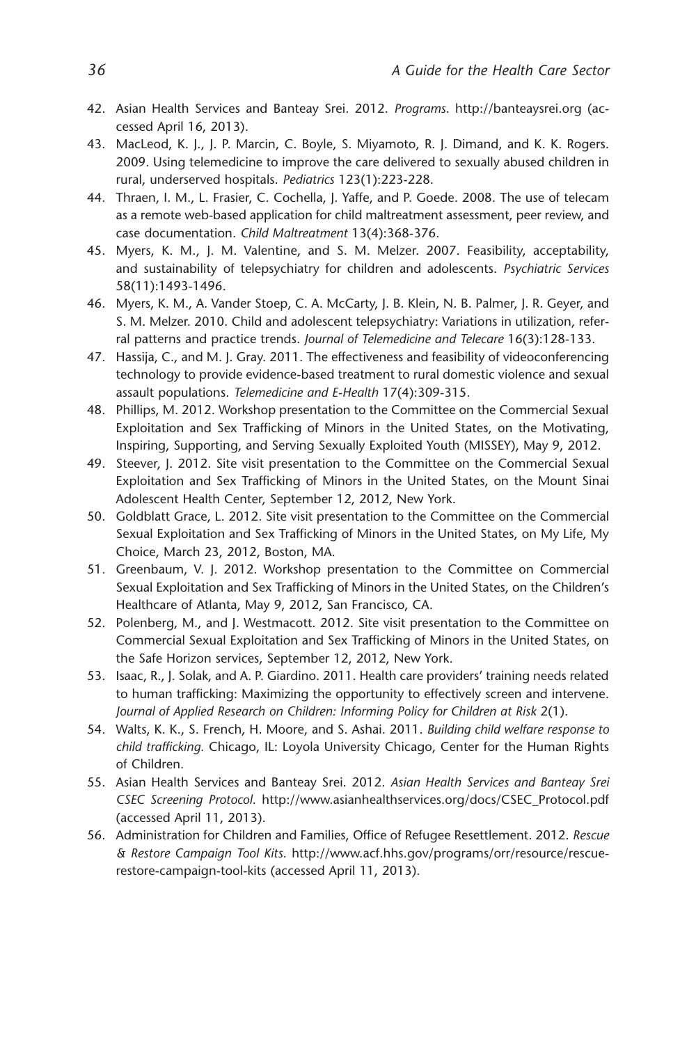42. Asian Health Services and Banteay Srei. 2012. *Programs*. http://banteaysrei.org (accessed April 16, 2013).
43. MacLeod, K. J., J. P. Marcin, C. Boyle, S. Miyamoto, R. J. Dimand, and K. K. Rogers. 2009. Using telemedicine to improve the care delivered to sexually abused children in rural, underserved hospitals. *Pediatrics* 123(1):223-228.
44. Thraen, I. M., L. Frasier, C. Cochella, J. Yaffe, and P. Goede. 2008. The use of telecam as a remote web-based application for child maltreatment assessment, peer review, and case documentation. *Child Maltreatment* 13(4):368-376.
45. Myers, K. M., J. M. Valentine, and S. M. Melzer. 2007. Feasibility, acceptability, and sustainability of telepsychiatry for children and adolescents. *Psychiatric Services* 58(11):1493-1496.
46. Myers, K. M., A. Vander Stoep, C. A. McCarty, J. B. Klein, N. B. Palmer, J. R. Geyer, and S. M. Melzer. 2010. Child and adolescent telepsychiatry: Variations in utilization, referral patterns and practice trends. *Journal of Telemedicine and Telecare* 16(3):128-133.
47. Hassija, C., and M. J. Gray. 2011. The effectiveness and feasibility of videoconferencing technology to provide evidence-based treatment to rural domestic violence and sexual assault populations. *Telemedicine and E-Health* 17(4):309-315.
48. Phillips, M. 2012. Workshop presentation to the Committee on the Commercial Sexual Exploitation and Sex Trafficking of Minors in the United States, on the Motivating, Inspiring, Supporting, and Serving Sexually Exploited Youth (MISSEY), May 9, 2012.
49. Steever, J. 2012. Site visit presentation to the Committee on the Commercial Sexual Exploitation and Sex Trafficking of Minors in the United States, on the Mount Sinai Adolescent Health Center, September 12, 2012, New York.
50. Goldblatt Grace, L. 2012. Site visit presentation to the Committee on the Commercial Sexual Exploitation and Sex Trafficking of Minors in the United States, on My Life, My Choice, March 23, 2012, Boston, MA.
51. Greenbaum, V. J. 2012. Workshop presentation to the Committee on Commercial Sexual Exploitation and Sex Trafficking of Minors in the United States, on the Children's Healthcare of Atlanta, May 9, 2012, San Francisco, CA.
52. Polenberg, M., and J. Westmacott. 2012. Site visit presentation to the Committee on Commercial Sexual Exploitation and Sex Trafficking of Minors in the United States, on the Safe Horizon services, September 12, 2012, New York.
53. Isaac, R., J. Solak, and A. P. Giardino. 2011. Health care providers' training needs related to human trafficking: Maximizing the opportunity to effectively screen and intervene. *Journal of Applied Research on Children: Informing Policy for Children at Risk* 2(1).
54. Walts, K. K., S. French, H. Moore, and S. Ashai. 2011. *Building child welfare response to child trafficking.* Chicago, IL: Loyola University Chicago, Center for the Human Rights of Children.
55. Asian Health Services and Banteay Srei. 2012. *Asian Health Services and Banteay Srei CSEC Screening Protocol*. http://www.asianhealthservices.org/docs/CSEC_Protocol.pdf (accessed April 11, 2013).
56. Administration for Children and Families, Office of Refugee Resettlement. 2012. *Rescue & Restore Campaign Tool Kits*. http://www.acf.hhs.gov/programs/orr/resource/rescue-restore-campaign-tool-kits (accessed April 11, 2013).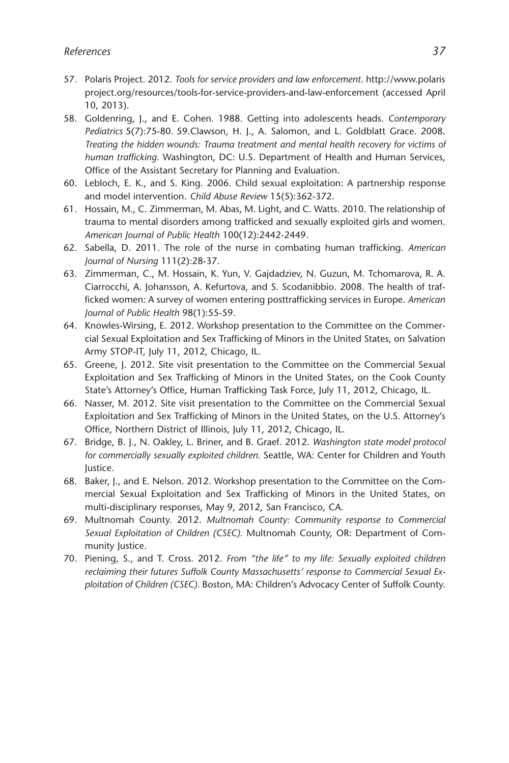57. Polaris Project. 2012. *Tools for service providers and law enforcement*. http://www.polarisproject.org/resources/tools-for-service-providers-and-law-enforcement (accessed April 10, 2013).
58. Goldenring, J., and E. Cohen. 1988. Getting into adolescents heads. *Contemporary Pediatrics* 5(7):75-80. 59.Clawson, H. J., A. Salomon, and L. Goldblatt Grace. 2008. *Treating the hidden wounds: Trauma treatment and mental health recovery for victims of human trafficking.* Washington, DC: U.S. Department of Health and Human Services, Office of the Assistant Secretary for Planning and Evaluation.
60. Lebloch, E. K., and S. King. 2006. Child sexual exploitation: A partnership response and model intervention. *Child Abuse Review* 15(5):362-372.
61. Hossain, M., C. Zimmerman, M. Abas, M. Light, and C. Watts. 2010. The relationship of trauma to mental disorders among trafficked and sexually exploited girls and women. *American Journal of Public Health* 100(12):2442-2449.
62. Sabella, D. 2011. The role of the nurse in combating human trafficking. *American Journal of Nursing* 111(2):28-37.
63. Zimmerman, C., M. Hossain, K. Yun, V. Gajdadziev, N. Guzun, M. Tchomarova, R. A. Ciarrocchi, A. Johansson, A. Kefurtova, and S. Scodanibbio. 2008. The health of trafficked women: A survey of women entering posttrafficking services in Europe. *American Journal of Public Health* 98(1):55-59.
64. Knowles-Wirsing, E. 2012. Workshop presentation to the Committee on the Commercial Sexual Exploitation and Sex Trafficking of Minors in the United States, on Salvation Army STOP-IT, July 11, 2012, Chicago, IL.
65. Greene, J. 2012. Site visit presentation to the Committee on the Commercial Sexual Exploitation and Sex Trafficking of Minors in the United States, on the Cook County State's Attorney's Office, Human Trafficking Task Force, July 11, 2012, Chicago, IL.
66. Nasser, M. 2012. Site visit presentation to the Committee on the Commercial Sexual Exploitation and Sex Trafficking of Minors in the United States, on the U.S. Attorney's Office, Northern District of Illinois, July 11, 2012, Chicago, IL.
67. Bridge, B. J., N. Oakley, L. Briner, and B. Graef. 2012. *Washington state model protocol for commercially sexually exploited children.* Seattle, WA: Center for Children and Youth Justice.
68. Baker, J., and E. Nelson. 2012. Workshop presentation to the Committee on the Commercial Sexual Exploitation and Sex Trafficking of Minors in the United States, on multi-disciplinary responses, May 9, 2012, San Francisco, CA.
69. Multnomah County. 2012. *Multnomah County: Community response to Commercial Sexual Exploitation of Children (CSEC).* Multnomah County, OR: Department of Community Justice.
70. Piening, S., and T. Cross. 2012. *From "the life" to my life: Sexually exploited children reclaiming their futures Suffolk County Massachusetts' response to Commercial Sexual Exploitation of Children (CSEC).* Boston, MA: Children's Advocacy Center of Suffolk County.